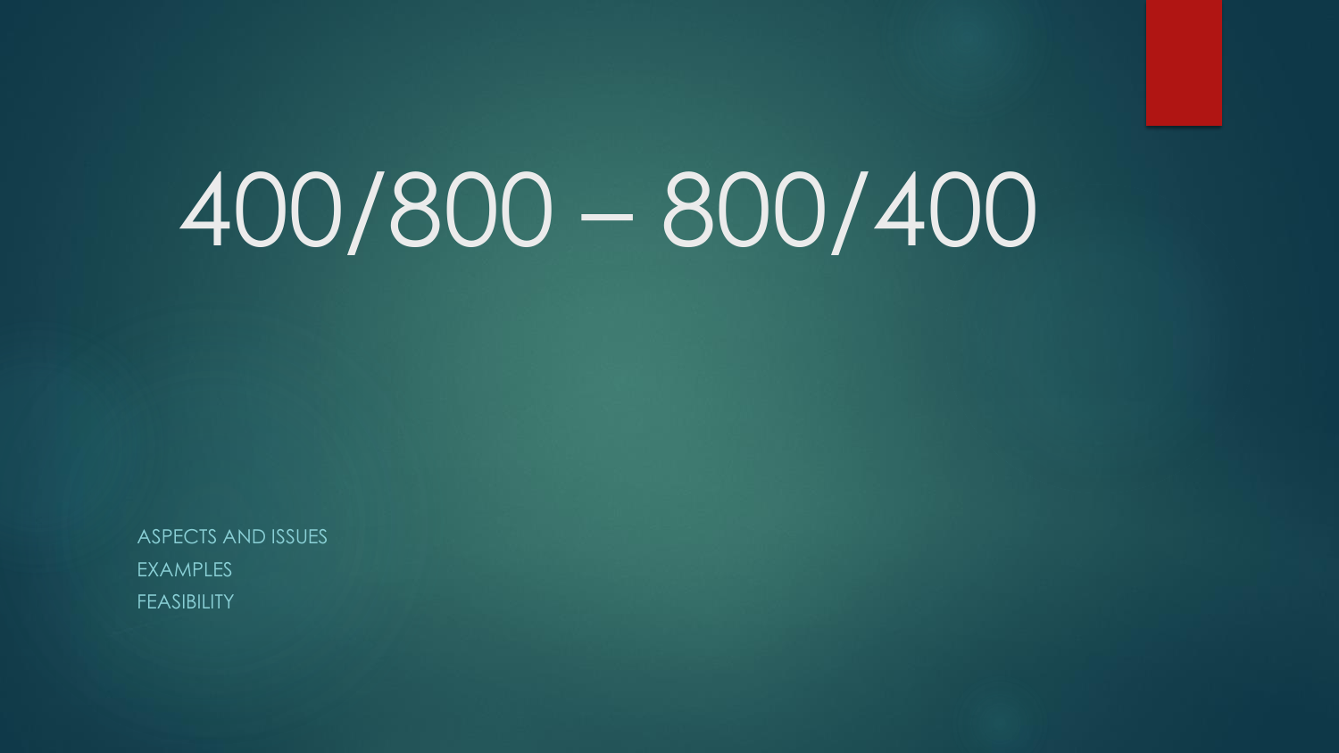# 400/800 – 800/400

ASPECTS AND ISSUES

EXAMPLES

FEASIBILITY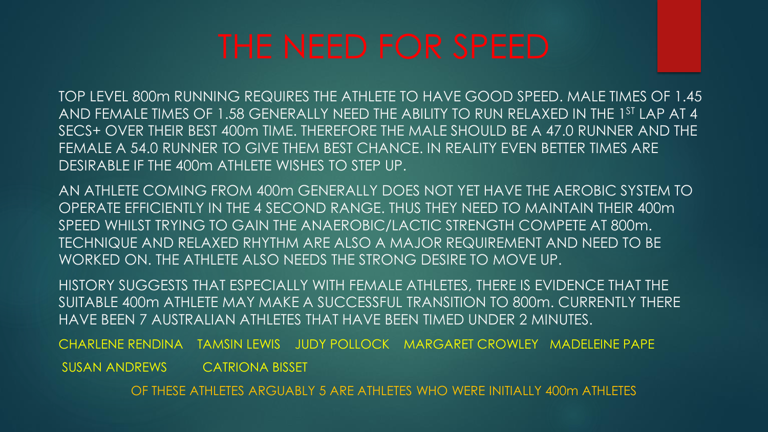# THE NEED FOR SPEED

TOP LEVEL 800m RUNNING REQUIRES THE ATHLETE TO HAVE GOOD SPEED. MALE TIMES OF 1.45 AND FEMALE TIMES OF 1.58 GENERALLY NEED THE ABILITY TO RUN RELAXED IN THE 1ST LAP AT 4 SECS+ OVER THEIR BEST 400m TIME. THEREFORE THE MALE SHOULD BE A 47.0 RUNNER AND THE FEMALE A 54.0 RUNNER TO GIVE THEM BEST CHANCE. IN REALITY EVEN BETTER TIMES ARE DESIRABLE IF THE 400m ATHLETE WISHES TO STEP UP.

AN ATHLETE COMING FROM 400m GENERALLY DOES NOT YET HAVE THE AEROBIC SYSTEM TO OPERATE EFFICIENTLY IN THE 4 SECOND RANGE. THUS THEY NEED TO MAINTAIN THEIR 400m SPEED WHILST TRYING TO GAIN THE ANAEROBIC/LACTIC STRENGTH COMPETE AT 800m. TECHNIQUE AND RELAXED RHYTHM ARE ALSO A MAJOR REQUIREMENT AND NEED TO BE WORKED ON. THE ATHLETE ALSO NEEDS THE STRONG DESIRE TO MOVE UP.

HISTORY SUGGESTS THAT ESPECIALLY WITH FEMALE ATHLETES, THERE IS EVIDENCE THAT THE SUITABLE 400m ATHLETE MAY MAKE A SUCCESSFUL TRANSITION TO 800m. CURRENTLY THERE HAVE BEEN 7 AUSTRALIAN ATHLETES THAT HAVE BEEN TIMED UNDER 2 MINUTES.

CHARLENE RENDINA    TAMSIN LEWIS    JUDY POLLOCK    MARGARET CROWLEY    MADELEINE PAPE

SUSAN ANDREWS    CATRIONA BISSET

OF THESE ATHLETES ARGUABLY 5 ARE ATHLETES WHO WERE INITIALLY 400m ATHLETES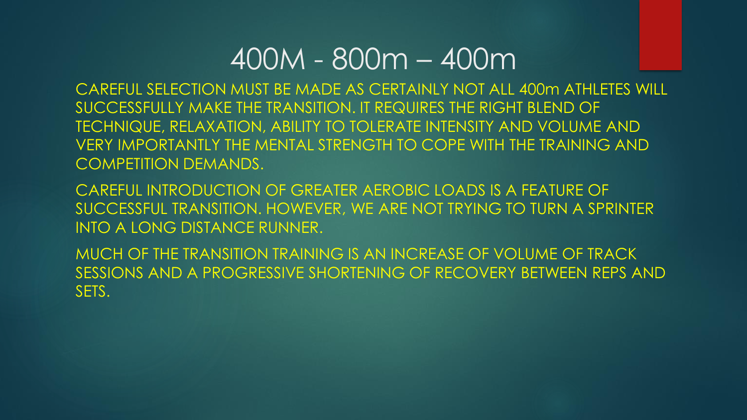# 400M - 800m – 400m

CAREFUL SELECTION MUST BE MADE AS CERTAINLY NOT ALL 400m ATHLETES WILL SUCCESSFULLY MAKE THE TRANSITION. IT REQUIRES THE RIGHT BLEND OF TECHNIQUE, RELAXATION, ABILITY TO TOLERATE INTENSITY AND VOLUME AND VERY IMPORTANTLY THE MENTAL STRENGTH TO COPE WITH THE TRAINING AND COMPETITION DEMANDS.

CAREFUL INTRODUCTION OF GREATER AEROBIC LOADS IS A FEATURE OF SUCCESSFUL TRANSITION. HOWEVER, WE ARE NOT TRYING TO TURN A SPRINTER INTO A LONG DISTANCE RUNNER.

MUCH OF THE TRANSITION TRAINING IS AN INCREASE OF VOLUME OF TRACK SESSIONS AND A PROGRESSIVE SHORTENING OF RECOVERY BETWEEN REPS AND SETS.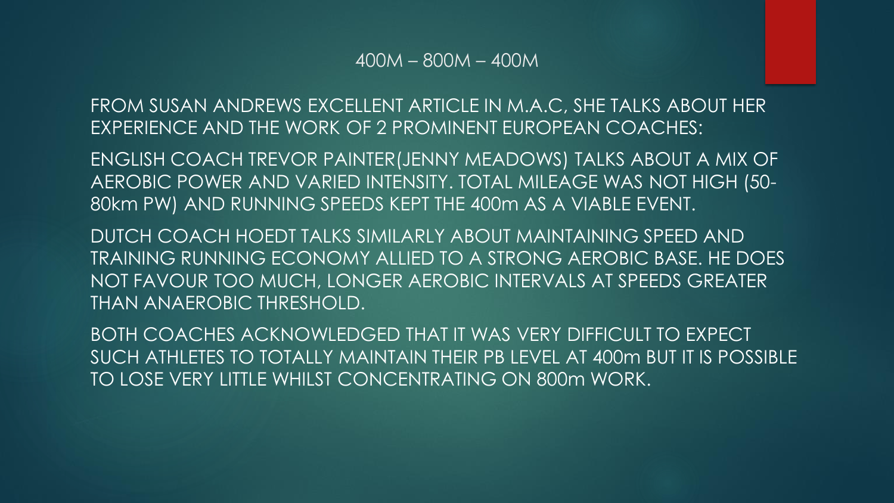## 400M – 800M – 400M

FROM SUSAN ANDREWS EXCELLENT ARTICLE IN M.A.C, SHE TALKS ABOUT HER EXPERIENCE AND THE WORK OF 2 PROMINENT EUROPEAN COACHES:

ENGLISH COACH TREVOR PAINTER(JENNY MEADOWS) TALKS ABOUT A MIX OF AEROBIC POWER AND VARIED INTENSITY. TOTAL MILEAGE WAS NOT HIGH (50-80km PW) AND RUNNING SPEEDS KEPT THE 400m AS A VIABLE EVENT.

DUTCH COACH HOEDT TALKS SIMILARLY ABOUT MAINTAINING SPEED AND TRAINING RUNNING ECONOMY ALLIED TO A STRONG AEROBIC BASE. HE DOES NOT FAVOUR TOO MUCH, LONGER AEROBIC INTERVALS AT SPEEDS GREATER THAN ANAEROBIC THRESHOLD.

BOTH COACHES ACKNOWLEDGED THAT IT WAS VERY DIFFICULT TO EXPECT SUCH ATHLETES TO TOTALLY MAINTAIN THEIR PB LEVEL AT 400m BUT IT IS POSSIBLE TO LOSE VERY LITTLE WHILST CONCENTRATING ON 800m WORK.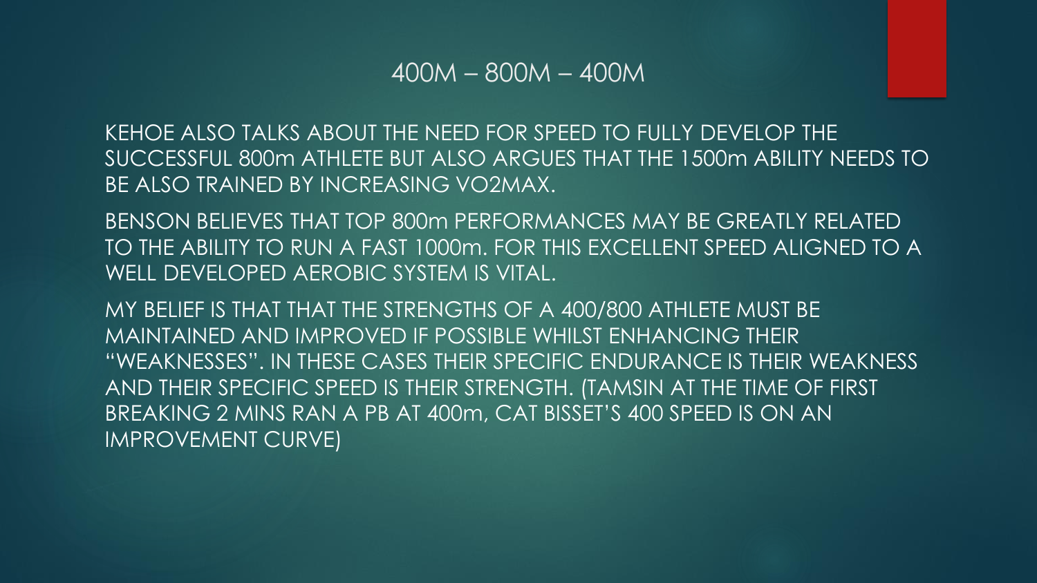# 400M – 800M – 400M

KEHOE ALSO TALKS ABOUT THE NEED FOR SPEED TO FULLY DEVELOP THE SUCCESSFUL 800m ATHLETE BUT ALSO ARGUES THAT THE 1500m ABILITY NEEDS TO BE ALSO TRAINED BY INCREASING VO2MAX.

BENSON BELIEVES THAT TOP 800m PERFORMANCES MAY BE GREATLY RELATED TO THE ABILITY TO RUN A FAST 1000m. FOR THIS EXCELLENT SPEED ALIGNED TO A WELL DEVELOPED AEROBIC SYSTEM IS VITAL.

MY BELIEF IS THAT THAT THE STRENGTHS OF A 400/800 ATHLETE MUST BE MAINTAINED AND IMPROVED IF POSSIBLE WHILST ENHANCING THEIR "WEAKNESSES". IN THESE CASES THEIR SPECIFIC ENDURANCE IS THEIR WEAKNESS AND THEIR SPECIFIC SPEED IS THEIR STRENGTH. (TAMSIN AT THE TIME OF FIRST BREAKING 2 MINS RAN A PB AT 400m, CAT BISSET'S 400 SPEED IS ON AN IMPROVEMENT CURVE)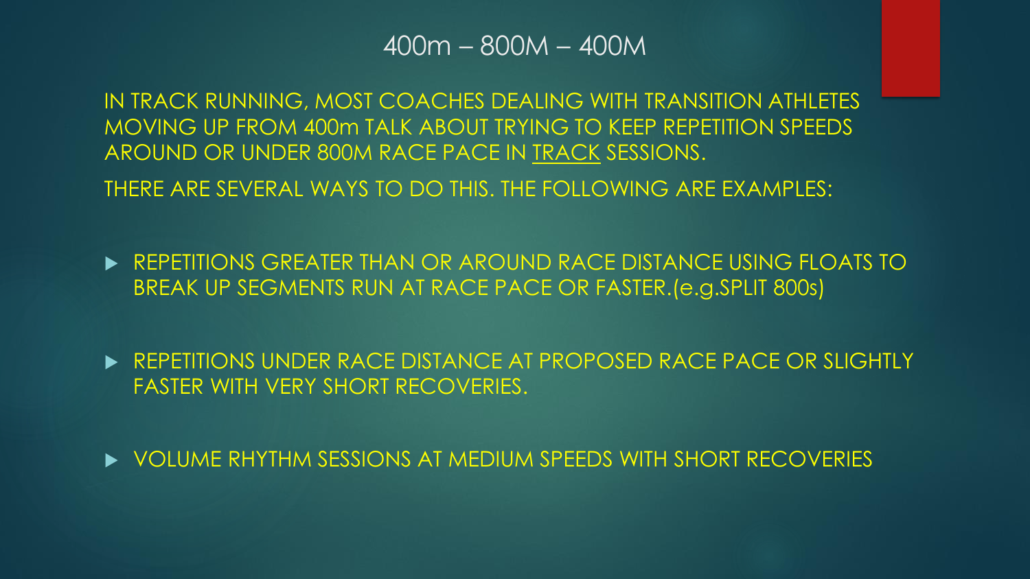# 400m – 800M – 400M

IN TRACK RUNNING, MOST COACHES DEALING WITH TRANSITION ATHLETES MOVING UP FROM 400m TALK ABOUT TRYING TO KEEP REPETITION SPEEDS AROUND OR UNDER 800M RACE PACE IN <u>TRACK</u> SESSIONS.

THERE ARE SEVERAL WAYS TO DO THIS. THE FOLLOWING ARE EXAMPLES:

- REPETITIONS GREATER THAN OR AROUND RACE DISTANCE USING FLOATS TO BREAK UP SEGMENTS RUN AT RACE PACE OR FASTER.(e.g.SPLIT 800s)

- REPETITIONS UNDER RACE DISTANCE AT PROPOSED RACE PACE OR SLIGHTLY FASTER WITH VERY SHORT RECOVERIES.

- VOLUME RHYTHM SESSIONS AT MEDIUM SPEEDS WITH SHORT RECOVERIES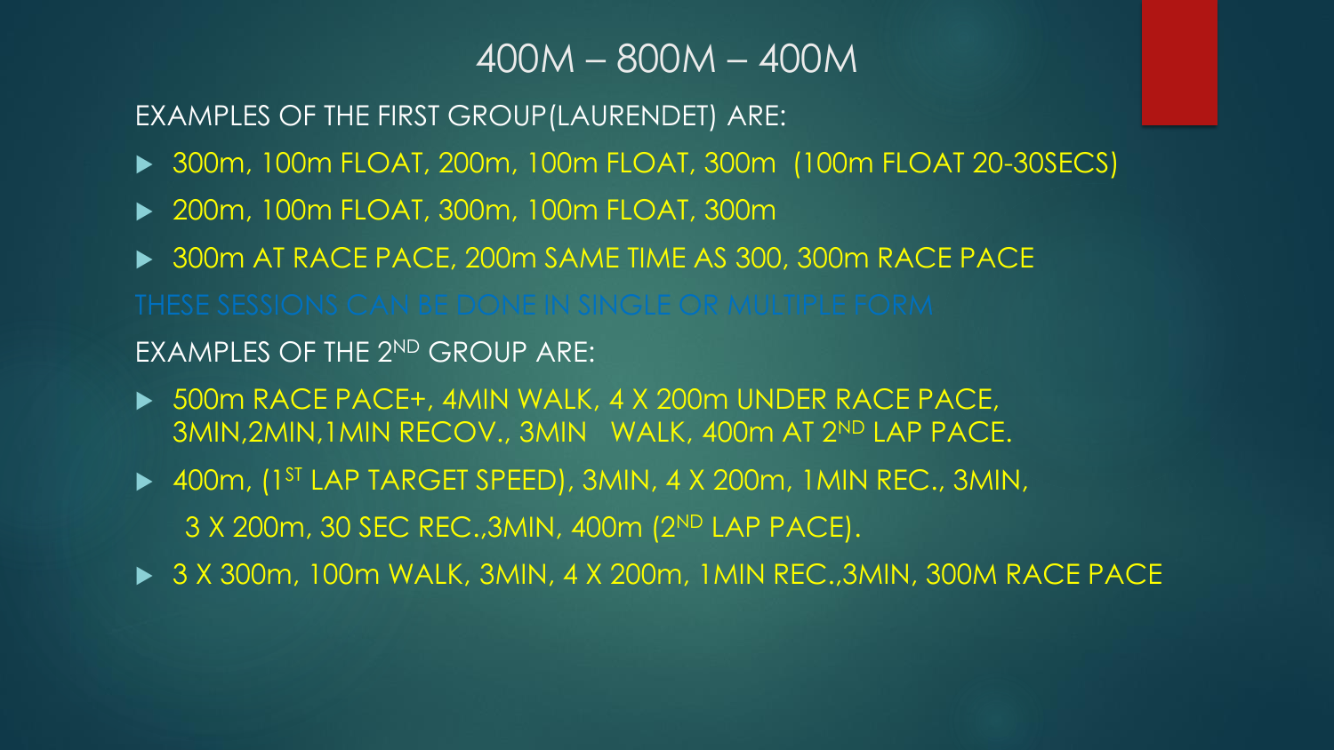# 400M – 800M – 400M

EXAMPLES OF THE FIRST GROUP(LAURENDET) ARE:

- 300m, 100m FLOAT, 200m, 100m FLOAT, 300m (100m FLOAT 20-30SECS)
- 200m, 100m FLOAT, 300m, 100m FLOAT, 300m
- 300m AT RACE PACE, 200m SAME TIME AS 300, 300m RACE PACE

THESE SESSIONS CAN BE DONE IN SINGLE OR MULTIPLE FORM

EXAMPLES OF THE 2ND GROUP ARE:

- 500m RACE PACE+, 4MIN WALK, 4 X 200m UNDER RACE PACE, 3MIN,2MIN,1MIN RECOV., 3MIN WALK, 400m AT 2ND LAP PACE.
- 400m, (1ST LAP TARGET SPEED), 3MIN, 4 X 200m, 1MIN REC., 3MIN, 3 X 200m, 30 SEC REC.,3MIN, 400m (2ND LAP PACE).
- 3 X 300m, 100m WALK, 3MIN, 4 X 200m, 1MIN REC.,3MIN, 300M RACE PACE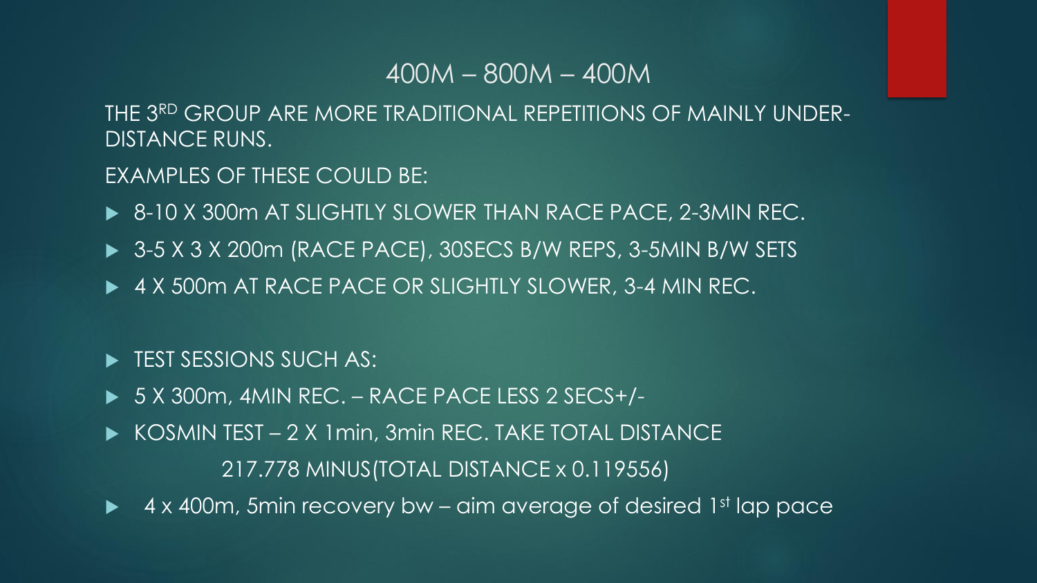## 400M – 800M – 400M

THE 3RD GROUP ARE MORE TRADITIONAL REPETITIONS OF MAINLY UNDER-DISTANCE RUNS.

EXAMPLES OF THESE COULD BE:

- 8-10 X 300m AT SLIGHTLY SLOWER THAN RACE PACE, 2-3MIN REC.
- 3-5 X 3 X 200m (RACE PACE), 30SECS B/W REPS, 3-5MIN B/W SETS
- 4 X 500m AT RACE PACE OR SLIGHTLY SLOWER, 3-4 MIN REC.

- TEST SESSIONS SUCH AS:
- 5 X 300m, 4MIN REC. – RACE PACE LESS 2 SECS+/-
- KOSMIN TEST – 2 X 1min, 3min REC. TAKE TOTAL DISTANCE

  217.778 MINUS(TOTAL DISTANCE x 0.119556)
- 4 x 400m, 5min recovery bw – aim average of desired 1st lap pace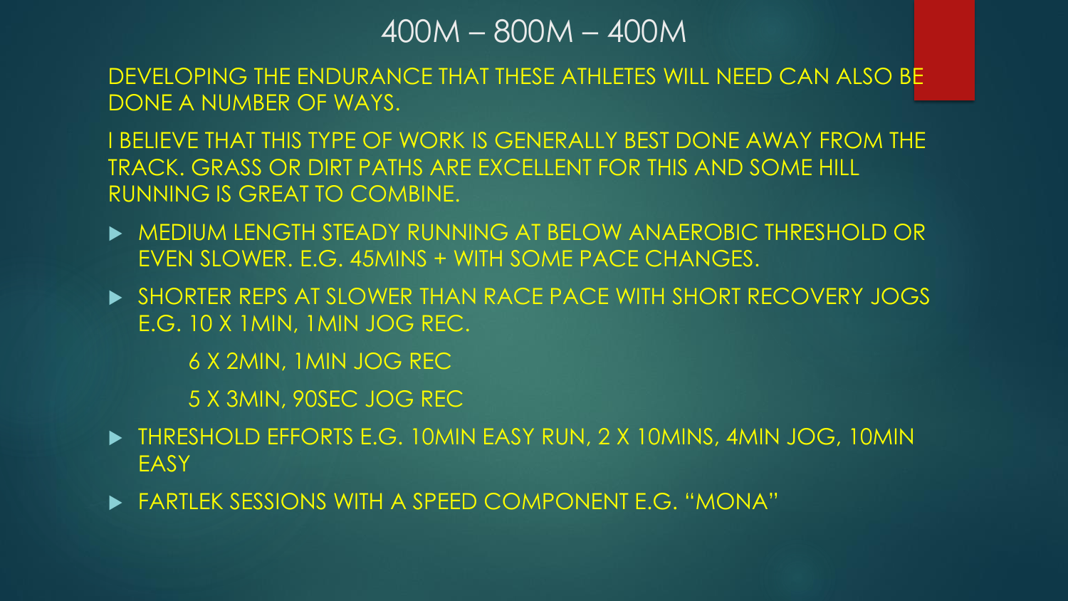# 400M – 800M – 400M

DEVELOPING THE ENDURANCE THAT THESE ATHLETES WILL NEED CAN ALSO BE DONE A NUMBER OF WAYS.

I BELIEVE THAT THIS TYPE OF WORK IS GENERALLY BEST DONE AWAY FROM THE TRACK. GRASS OR DIRT PATHS ARE EXCELLENT FOR THIS AND SOME HILL RUNNING IS GREAT TO COMBINE.

- MEDIUM LENGTH STEADY RUNNING AT BELOW ANAEROBIC THRESHOLD OR EVEN SLOWER. E.G. 45MINS + WITH SOME PACE CHANGES.
- SHORTER REPS AT SLOWER THAN RACE PACE WITH SHORT RECOVERY JOGS E.G. 10 X 1MIN, 1MIN JOG REC.

  6 X 2MIN, 1MIN JOG REC

  5 X 3MIN, 90SEC JOG REC
- THRESHOLD EFFORTS E.G. 10MIN EASY RUN, 2 X 10MINS, 4MIN JOG, 10MIN EASY
- FARTLEK SESSIONS WITH A SPEED COMPONENT E.G. "MONA"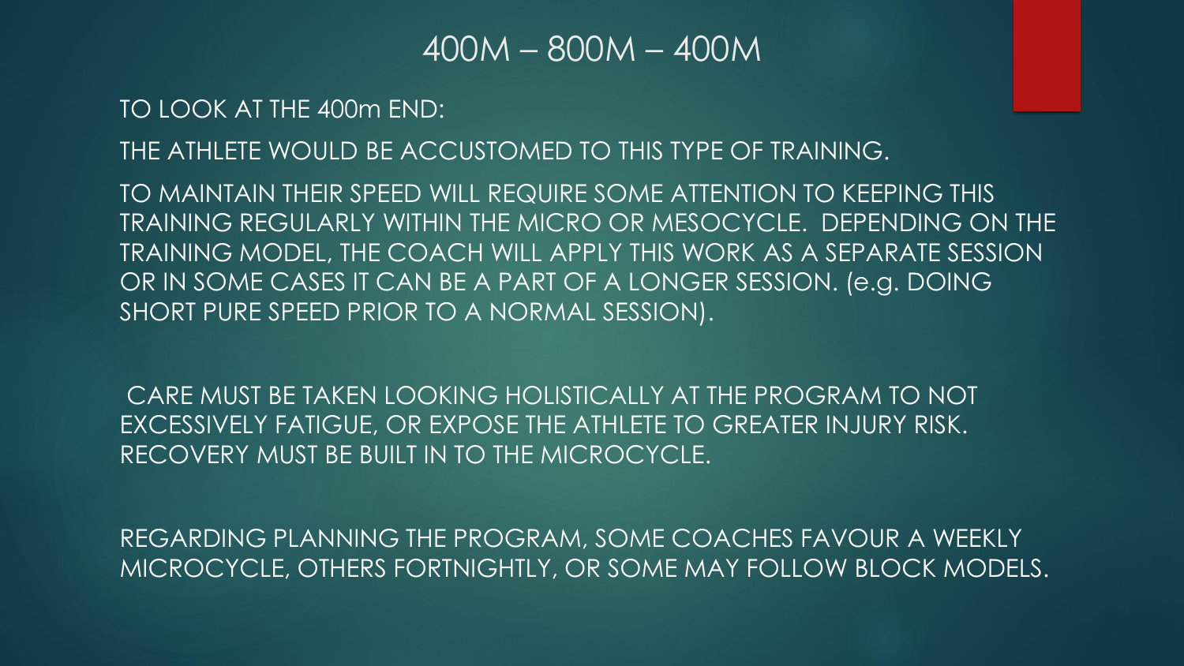# 400M – 800M – 400M

TO LOOK AT THE 400m END:

THE ATHLETE WOULD BE ACCUSTOMED TO THIS TYPE OF TRAINING.

TO MAINTAIN THEIR SPEED WILL REQUIRE SOME ATTENTION TO KEEPING THIS TRAINING REGULARLY WITHIN THE MICRO OR MESOCYCLE. DEPENDING ON THE TRAINING MODEL, THE COACH WILL APPLY THIS WORK AS A SEPARATE SESSION OR IN SOME CASES IT CAN BE A PART OF A LONGER SESSION. (e.g. DOING SHORT PURE SPEED PRIOR TO A NORMAL SESSION).

CARE MUST BE TAKEN LOOKING HOLISTICALLY AT THE PROGRAM TO NOT EXCESSIVELY FATIGUE, OR EXPOSE THE ATHLETE TO GREATER INJURY RISK. RECOVERY MUST BE BUILT IN TO THE MICROCYCLE.

REGARDING PLANNING THE PROGRAM, SOME COACHES FAVOUR A WEEKLY MICROCYCLE, OTHERS FORTNIGHTLY, OR SOME MAY FOLLOW BLOCK MODELS.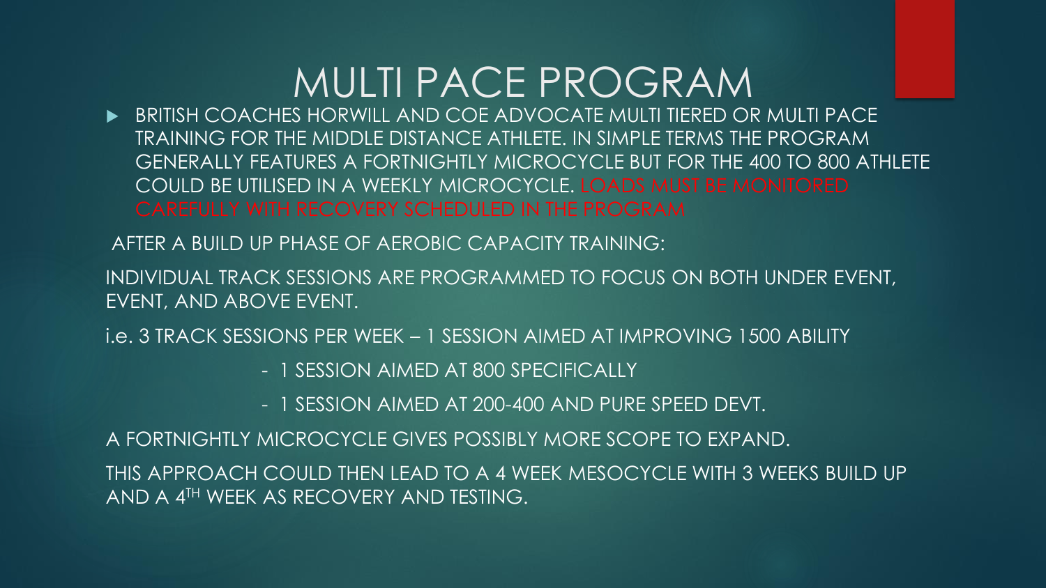# MULTI PACE PROGRAM

- BRITISH COACHES HORWILL AND COE ADVOCATE MULTI TIERED OR MULTI PACE TRAINING FOR THE MIDDLE DISTANCE ATHLETE. IN SIMPLE TERMS THE PROGRAM GENERALLY FEATURES A FORTNIGHTLY MICROCYCLE BUT FOR THE 400 TO 800 ATHLETE COULD BE UTILISED IN A WEEKLY MICROCYCLE. LOADS MUST BE MONITORED CAREFULLY WITH RECOVERY SCHEDULED IN THE PROGRAM

AFTER A BUILD UP PHASE OF AEROBIC CAPACITY TRAINING:

INDIVIDUAL TRACK SESSIONS ARE PROGRAMMED TO FOCUS ON BOTH UNDER EVENT, EVENT, AND ABOVE EVENT.

i.e. 3 TRACK SESSIONS PER WEEK – 1 SESSION AIMED AT IMPROVING 1500 ABILITY

- 1 SESSION AIMED AT 800 SPECIFICALLY
- 1 SESSION AIMED AT 200-400 AND PURE SPEED DEVT.

A FORTNIGHTLY MICROCYCLE GIVES POSSIBLY MORE SCOPE TO EXPAND.

THIS APPROACH COULD THEN LEAD TO A 4 WEEK MESOCYCLE WITH 3 WEEKS BUILD UP AND A 4TH WEEK AS RECOVERY AND TESTING.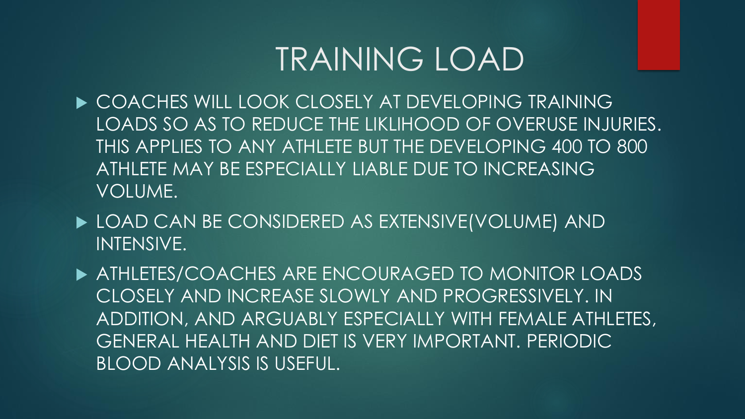# TRAINING LOAD

- COACHES WILL LOOK CLOSELY AT DEVELOPING TRAINING LOADS SO AS TO REDUCE THE LIKLIHOOD OF OVERUSE INJURIES. THIS APPLIES TO ANY ATHLETE BUT THE DEVELOPING 400 TO 800 ATHLETE MAY BE ESPECIALLY LIABLE DUE TO INCREASING VOLUME.
- LOAD CAN BE CONSIDERED AS EXTENSIVE(VOLUME) AND INTENSIVE.
- ATHLETES/COACHES ARE ENCOURAGED TO MONITOR LOADS CLOSELY AND INCREASE SLOWLY AND PROGRESSIVELY. IN ADDITION, AND ARGUABLY ESPECIALLY WITH FEMALE ATHLETES, GENERAL HEALTH AND DIET IS VERY IMPORTANT. PERIODIC BLOOD ANALYSIS IS USEFUL.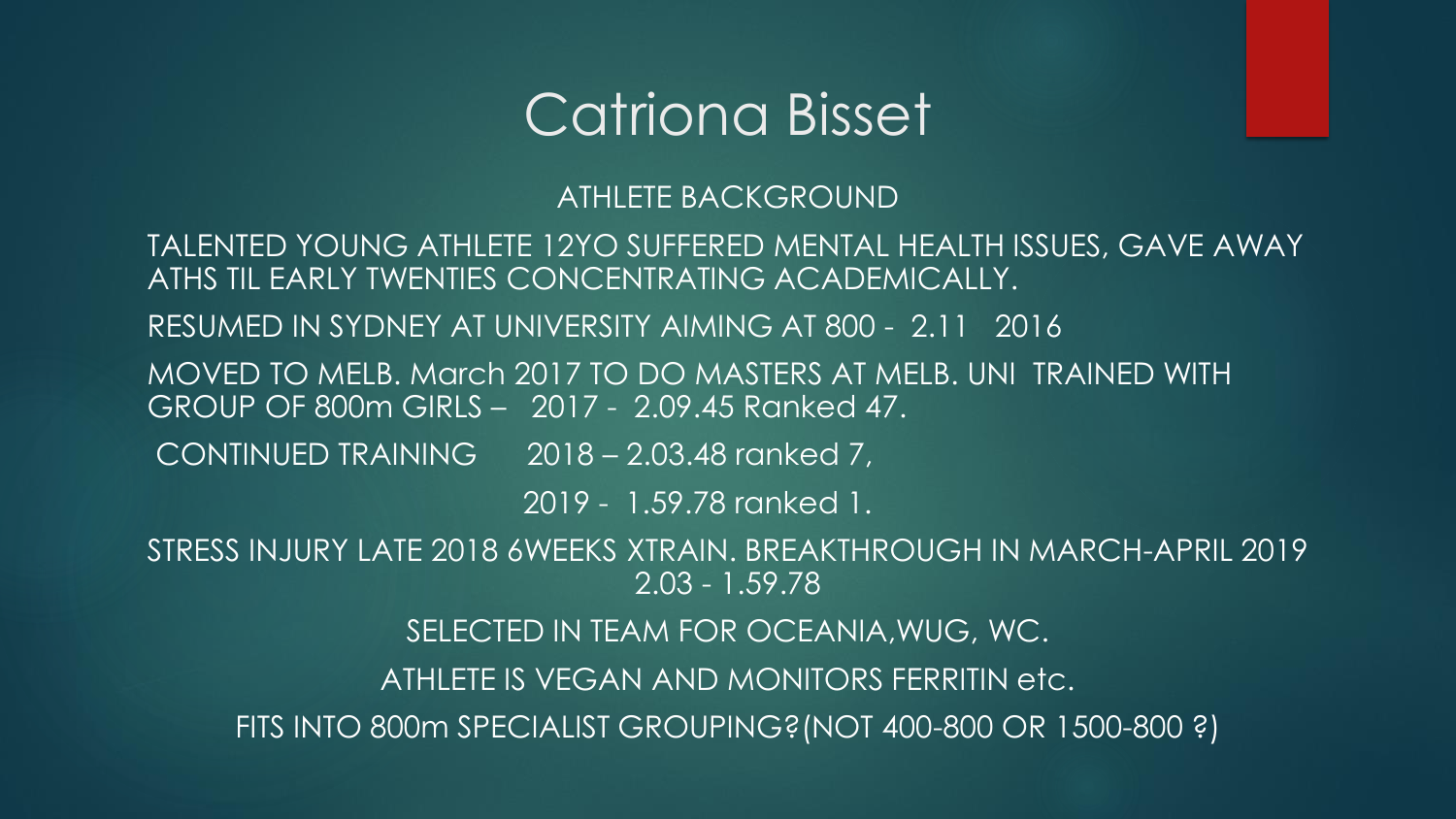# Catriona Bisset

ATHLETE BACKGROUND

TALENTED YOUNG ATHLETE 12YO SUFFERED MENTAL HEALTH ISSUES, GAVE AWAY ATHS TIL EARLY TWENTIES CONCENTRATING ACADEMICALLY.

RESUMED IN SYDNEY AT UNIVERSITY AIMING AT 800 - 2.11 2016

MOVED TO MELB. March 2017 TO DO MASTERS AT MELB. UNI TRAINED WITH GROUP OF 800m GIRLS – 2017 - 2.09.45 Ranked 47.

CONTINUED TRAINING 2018 – 2.03.48 ranked 7,

2019 - 1.59.78 ranked 1.

STRESS INJURY LATE 2018 6WEEKS XTRAIN. BREAKTHROUGH IN MARCH-APRIL 2019 2.03 - 1.59.78

SELECTED IN TEAM FOR OCEANIA,WUG, WC.

ATHLETE IS VEGAN AND MONITORS FERRITIN etc.

FITS INTO 800m SPECIALIST GROUPING?(NOT 400-800 OR 1500-800 ?)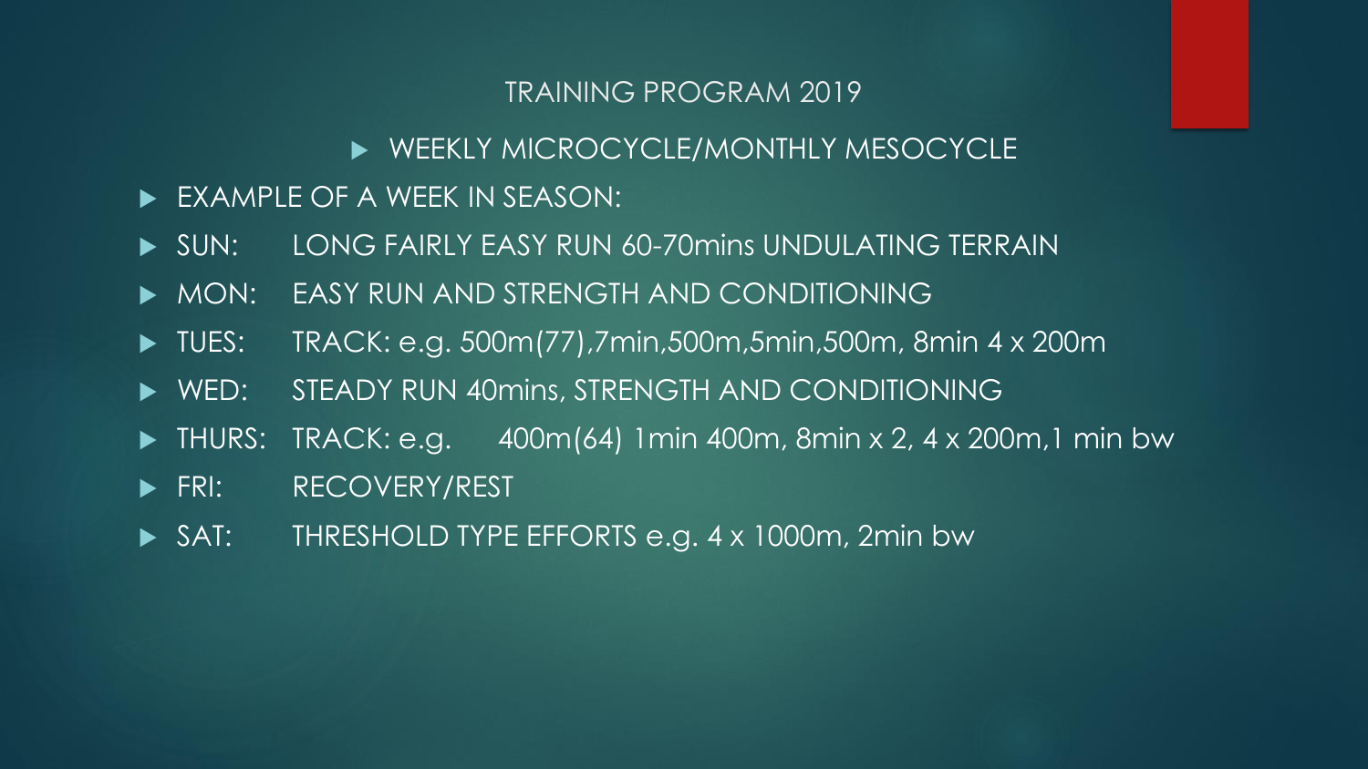# TRAINING PROGRAM 2019

- WEEKLY MICROCYCLE/MONTHLY MESOCYCLE

- EXAMPLE OF A WEEK IN SEASON:
- SUN: LONG FAIRLY EASY RUN 60-70mins UNDULATING TERRAIN
- MON: EASY RUN AND STRENGTH AND CONDITIONING
- TUES: TRACK: e.g. 500m(77),7min,500m,5min,500m, 8min 4 x 200m
- WED: STEADY RUN 40mins, STRENGTH AND CONDITIONING
- THURS: TRACK: e.g. 400m(64) 1min 400m, 8min x 2, 4 x 200m,1 min bw
- FRI: RECOVERY/REST
- SAT: THRESHOLD TYPE EFFORTS e.g. 4 x 1000m, 2min bw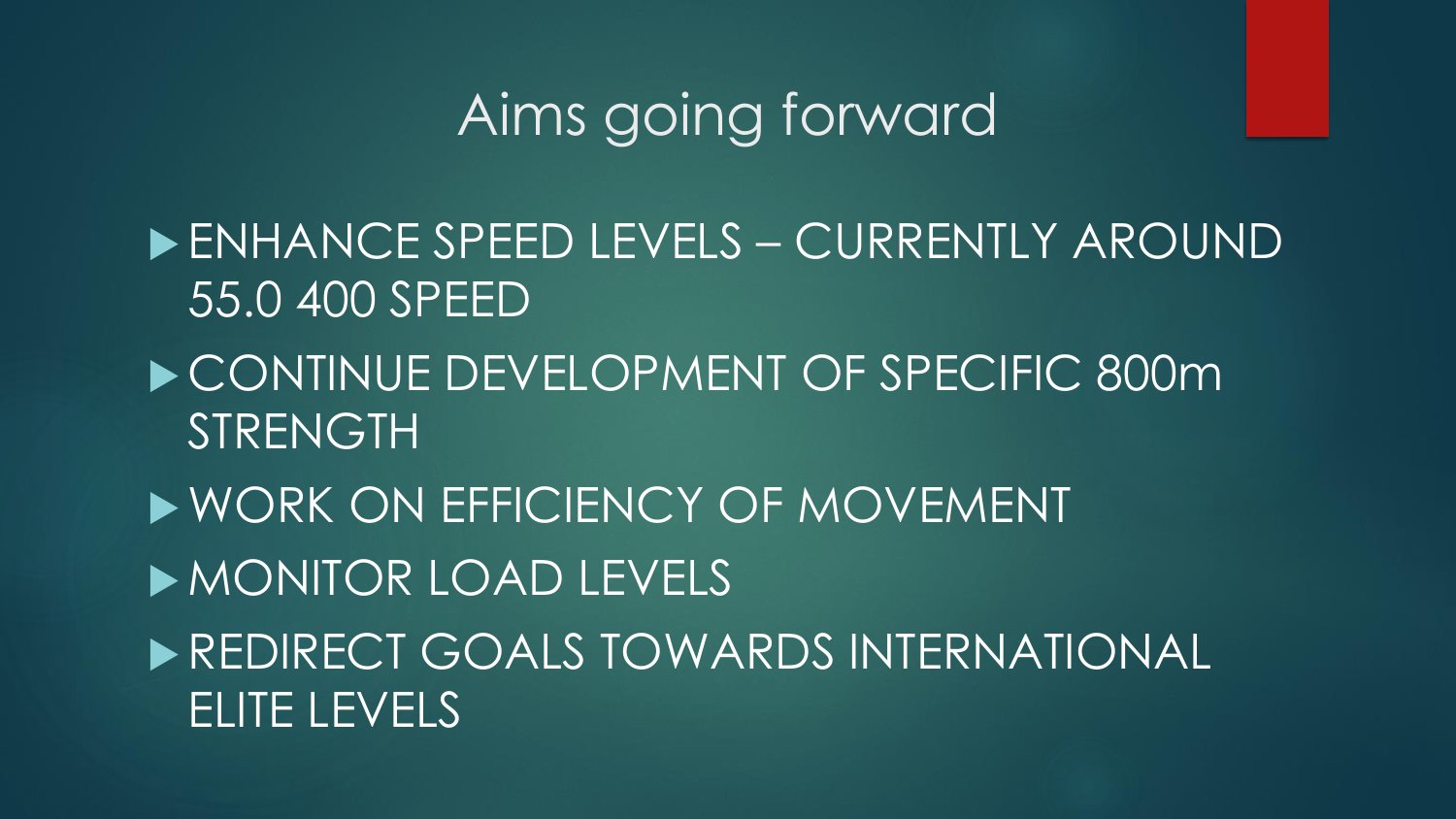# Aims going forward

- ENHANCE SPEED LEVELS – CURRENTLY AROUND 55.0 400 SPEED
- CONTINUE DEVELOPMENT OF SPECIFIC 800m STRENGTH
- WORK ON EFFICIENCY OF MOVEMENT
- MONITOR LOAD LEVELS
- REDIRECT GOALS TOWARDS INTERNATIONAL ELITE LEVELS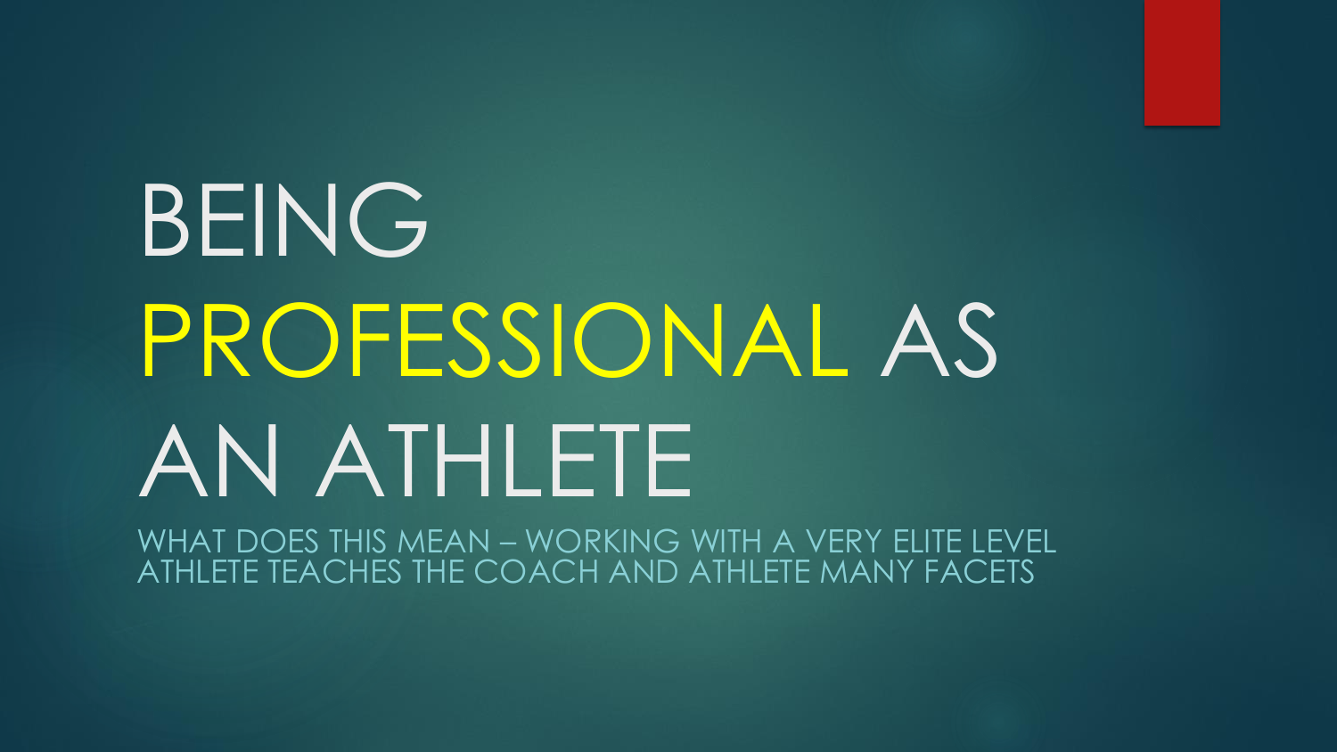# BEING PROFESSIONAL AS AN ATHLETE

WHAT DOES THIS MEAN – WORKING WITH A VERY ELITE LEVEL ATHLETE TEACHES THE COACH AND ATHLETE MANY FACETS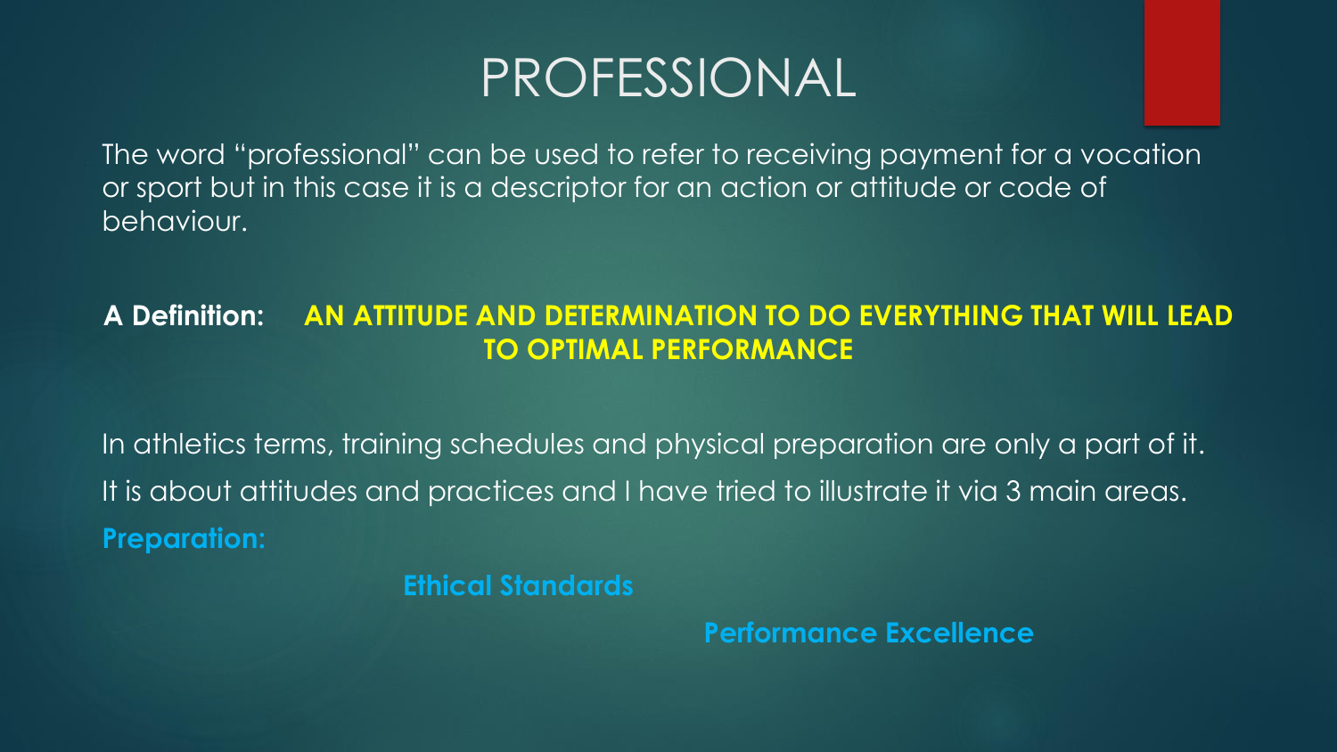# PROFESSIONAL

The word "professional" can be used to refer to receiving payment for a vocation or sport but in this case it is a descriptor for an action or attitude or code of behaviour.

**A Definition:** **AN ATTITUDE AND DETERMINATION TO DO EVERYTHING THAT WILL LEAD TO OPTIMAL PERFORMANCE**

In athletics terms, training schedules and physical preparation are only a part of it.

It is about attitudes and practices and I have tried to illustrate it via 3 main areas.

**Preparation:**

**Ethical Standards**

**Performance Excellence**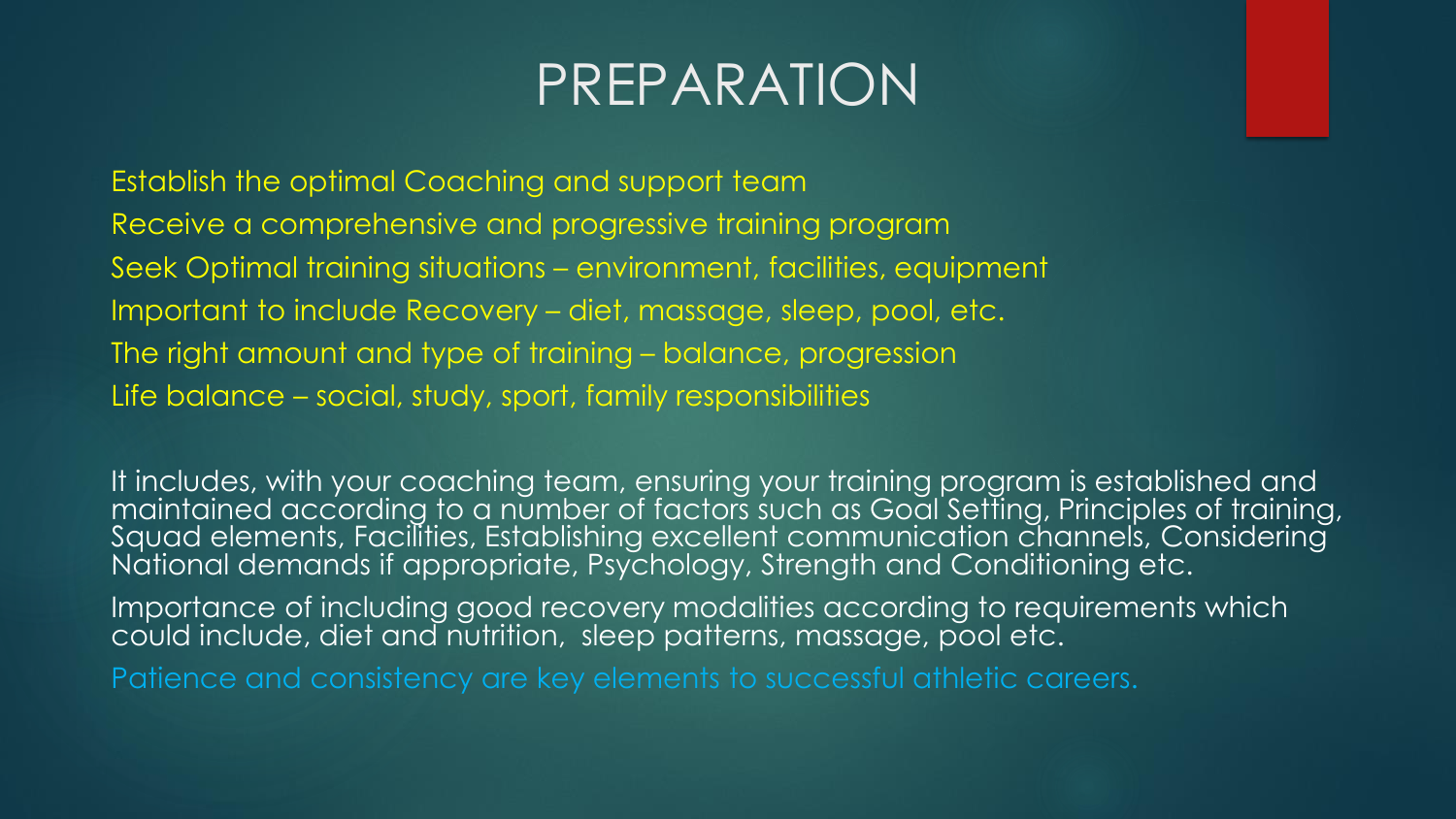# PREPARATION

- Establish the optimal Coaching and support team
- Receive a comprehensive and progressive training program
- Seek Optimal training situations – environment, facilities, equipment
- Important to include Recovery – diet, massage, sleep, pool, etc.
- The right amount and type of training – balance, progression
- Life balance – social, study, sport, family responsibilities

It includes, with your coaching team, ensuring your training program is established and maintained according to a number of factors such as Goal Setting, Principles of training, Squad elements, Facilities, Establishing excellent communication channels, Considering National demands if appropriate, Psychology, Strength and Conditioning etc.

Importance of including good recovery modalities according to requirements which could include, diet and nutrition, sleep patterns, massage, pool etc.

Patience and consistency are key elements to successful athletic careers.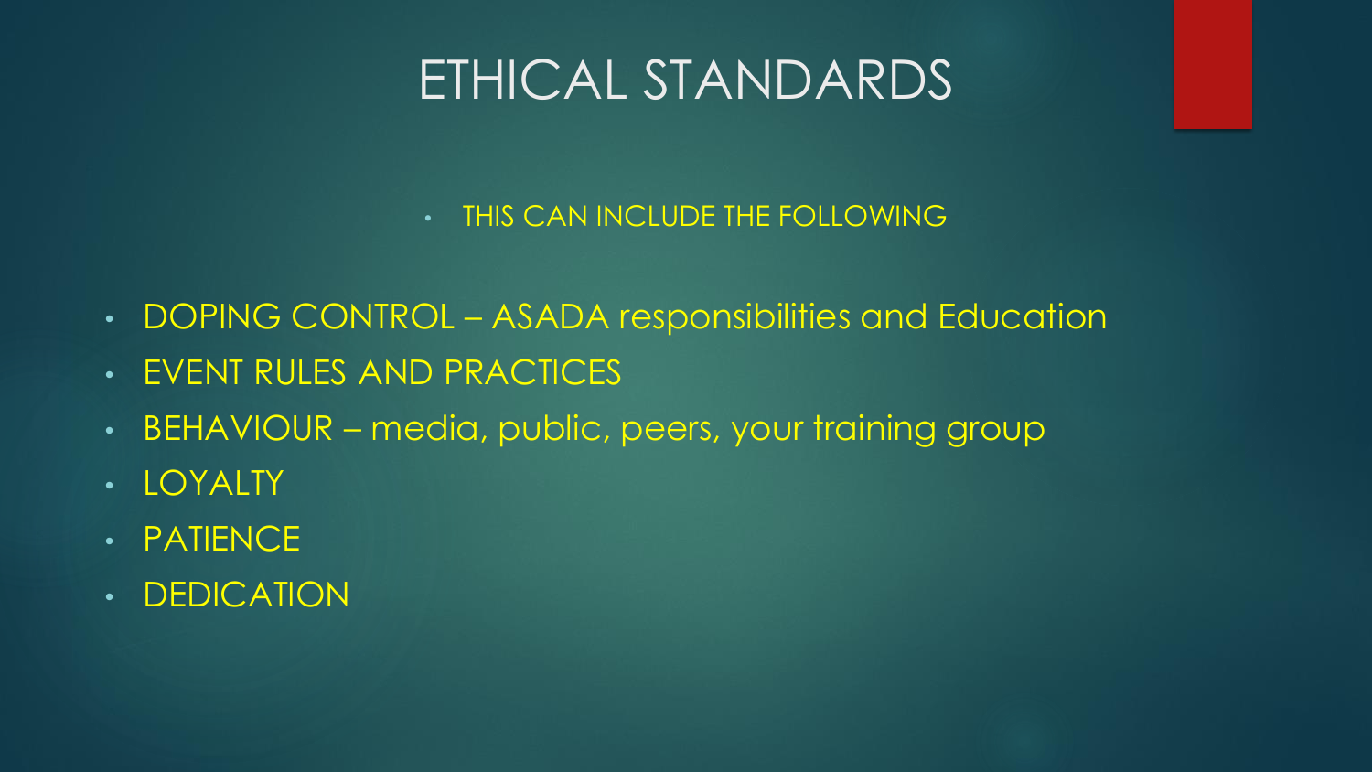# ETHICAL STANDARDS

- THIS CAN INCLUDE THE FOLLOWING

- DOPING CONTROL – ASADA responsibilities and Education
- EVENT RULES AND PRACTICES
- BEHAVIOUR – media, public, peers, your training group
- LOYALTY
- PATIENCE
- DEDICATION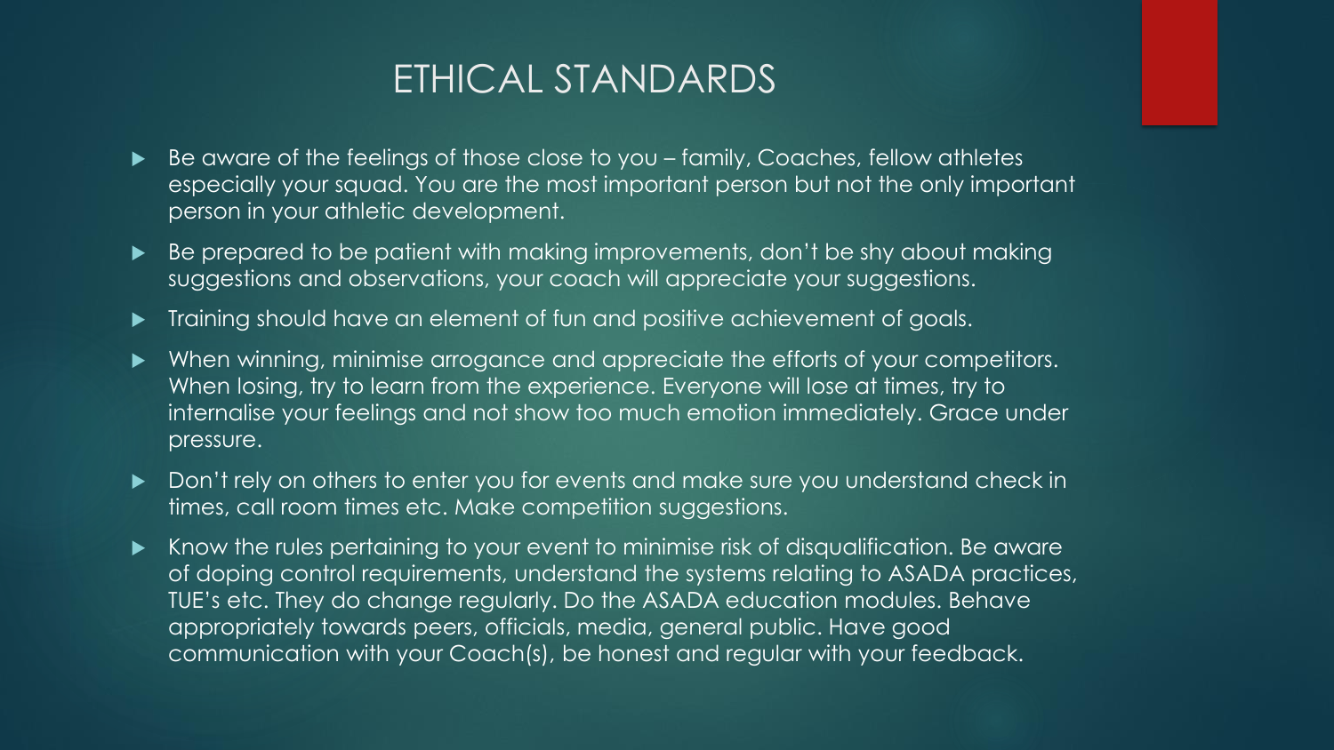# ETHICAL STANDARDS

- Be aware of the feelings of those close to you – family, Coaches, fellow athletes especially your squad. You are the most important person but not the only important person in your athletic development.
- Be prepared to be patient with making improvements, don't be shy about making suggestions and observations, your coach will appreciate your suggestions.
- Training should have an element of fun and positive achievement of goals.
- When winning, minimise arrogance and appreciate the efforts of your competitors. When losing, try to learn from the experience. Everyone will lose at times, try to internalise your feelings and not show too much emotion immediately. Grace under pressure.
- Don't rely on others to enter you for events and make sure you understand check in times, call room times etc. Make competition suggestions.
- Know the rules pertaining to your event to minimise risk of disqualification. Be aware of doping control requirements, understand the systems relating to ASADA practices, TUE's etc. They do change regularly. Do the ASADA education modules. Behave appropriately towards peers, officials, media, general public. Have good communication with your Coach(s), be honest and regular with your feedback.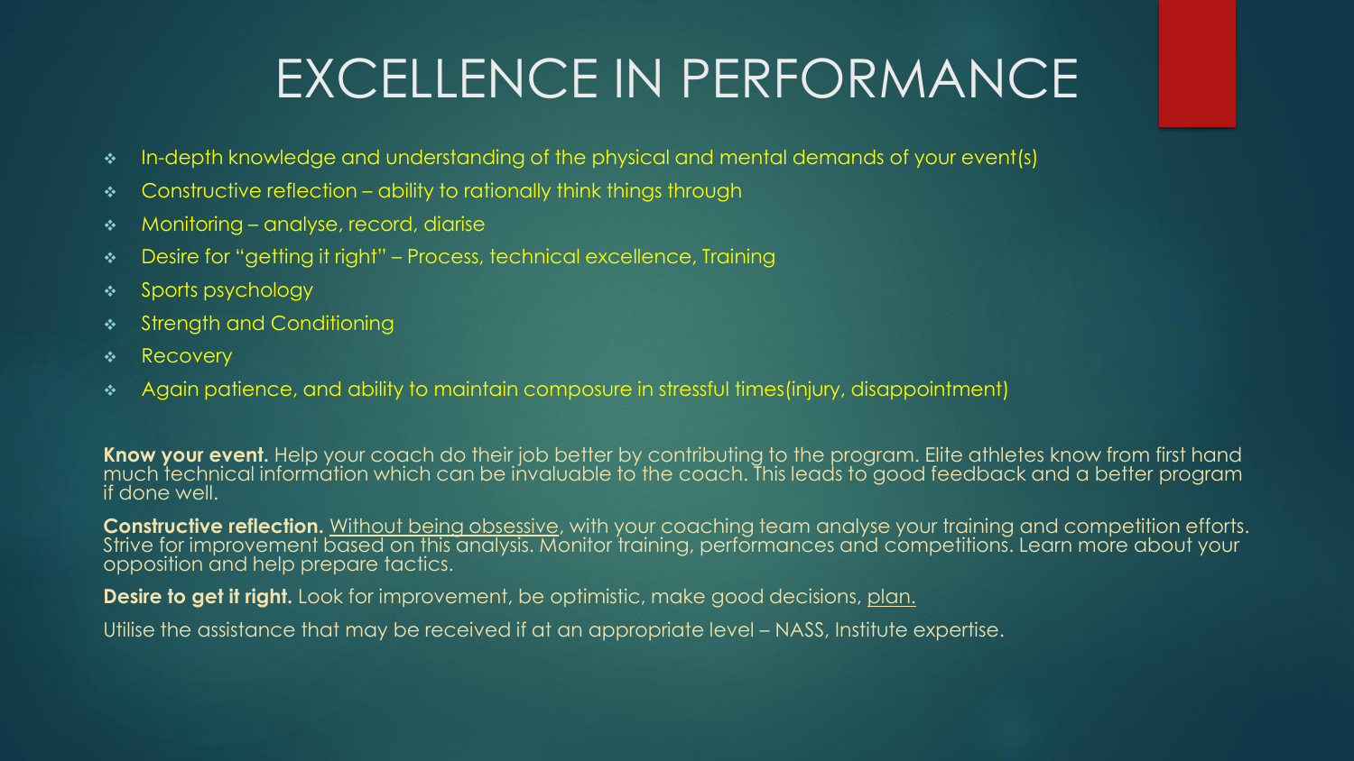# EXCELLENCE IN PERFORMANCE

- In-depth knowledge and understanding of the physical and mental demands of your event(s)
- Constructive reflection – ability to rationally think things through
- Monitoring – analyse, record, diarise
- Desire for "getting it right" – Process, technical excellence, Training
- Sports psychology
- Strength and Conditioning
- Recovery
- Again patience, and ability to maintain composure in stressful times(injury, disappointment)

**Know your event.** Help your coach do their job better by contributing to the program. Elite athletes know from first hand much technical information which can be invaluable to the coach. This leads to good feedback and a better program if done well.

**Constructive reflection.** Without being obsessive, with your coaching team analyse your training and competition efforts. Strive for improvement based on this analysis. Monitor training, performances and competitions. Learn more about your opposition and help prepare tactics.

**Desire to get it right.** Look for improvement, be optimistic, make good decisions, plan.

Utilise the assistance that may be received if at an appropriate level – NASS, Institute expertise.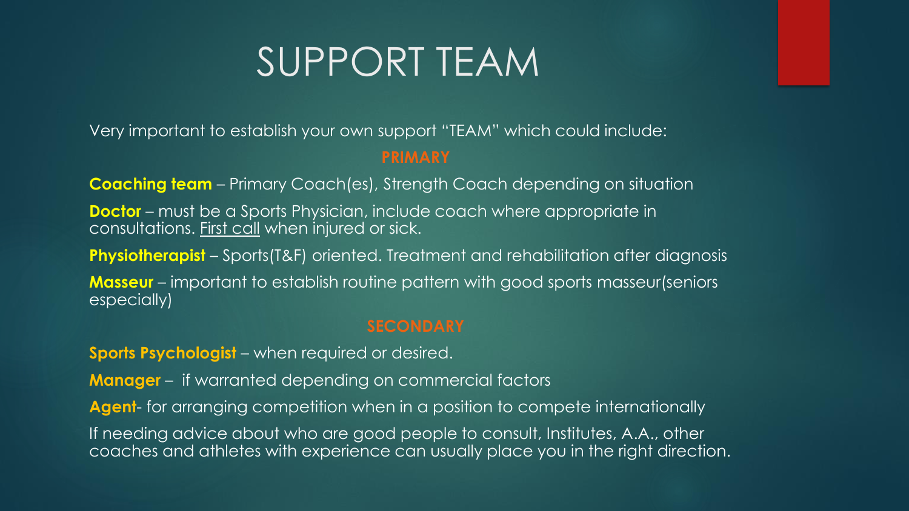# SUPPORT TEAM

Very important to establish your own support "TEAM" which could include:

## PRIMARY

**Coaching team** – Primary Coach(es), Strength Coach depending on situation

**Doctor** – must be a Sports Physician, include coach where appropriate in consultations. First call when injured or sick.

**Physiotherapist** – Sports(T&F) oriented. Treatment and rehabilitation after diagnosis

**Masseur** – important to establish routine pattern with good sports masseur(seniors especially)

## SECONDARY

**Sports Psychologist** – when required or desired.

**Manager** – if warranted depending on commercial factors

**Agent**- for arranging competition when in a position to compete internationally

If needing advice about who are good people to consult, Institutes, A.A., other coaches and athletes with experience can usually place you in the right direction.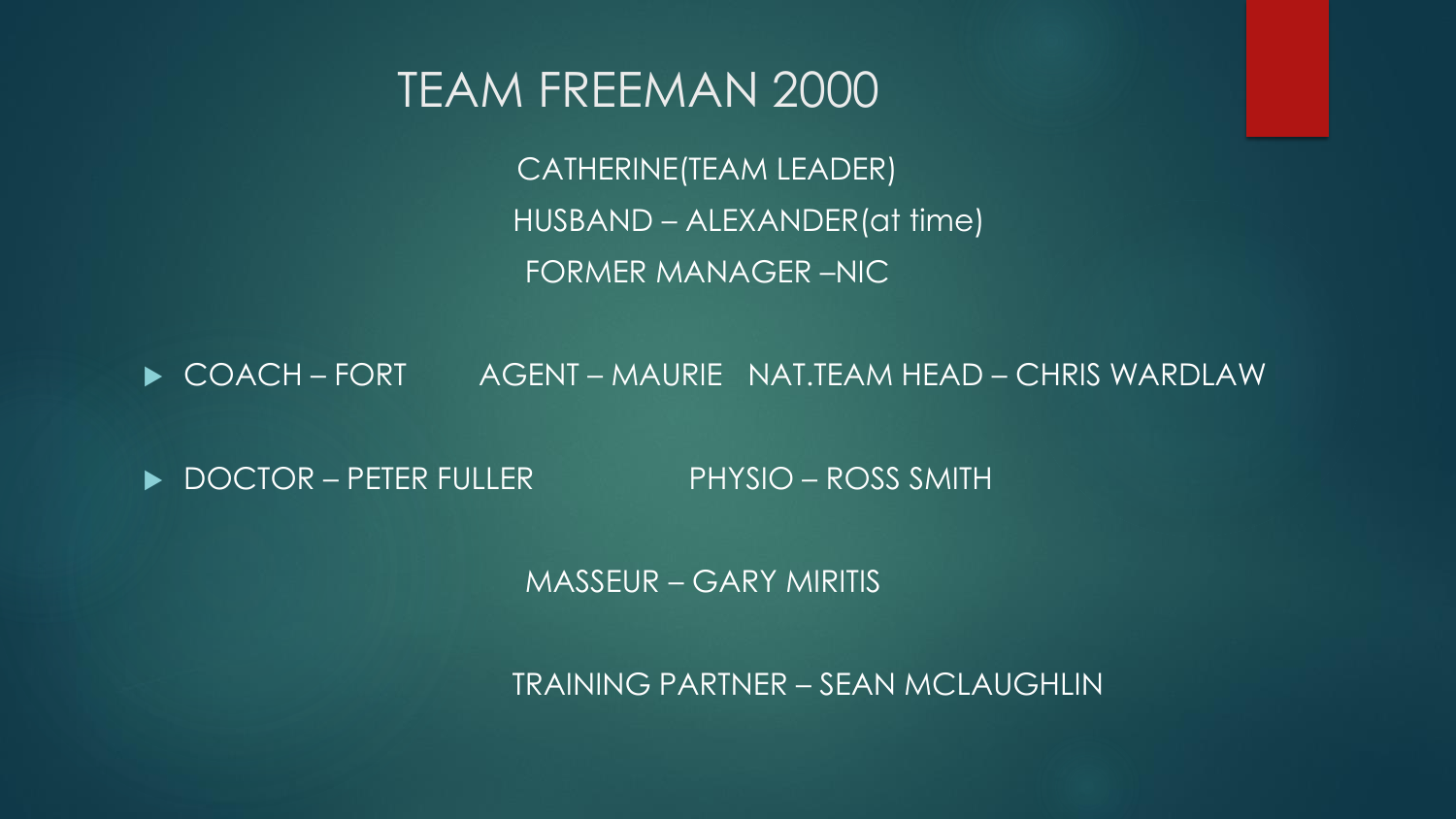# TEAM FREEMAN 2000

CATHERINE(TEAM LEADER)

HUSBAND – ALEXANDER(at time)

FORMER MANAGER –NIC

- COACH – FORT    AGENT – MAURIE    NAT.TEAM HEAD – CHRIS WARDLAW
- DOCTOR – PETER FULLER    PHYSIO – ROSS SMITH

MASSEUR – GARY MIRITIS

TRAINING PARTNER – SEAN MCLAUGHLIN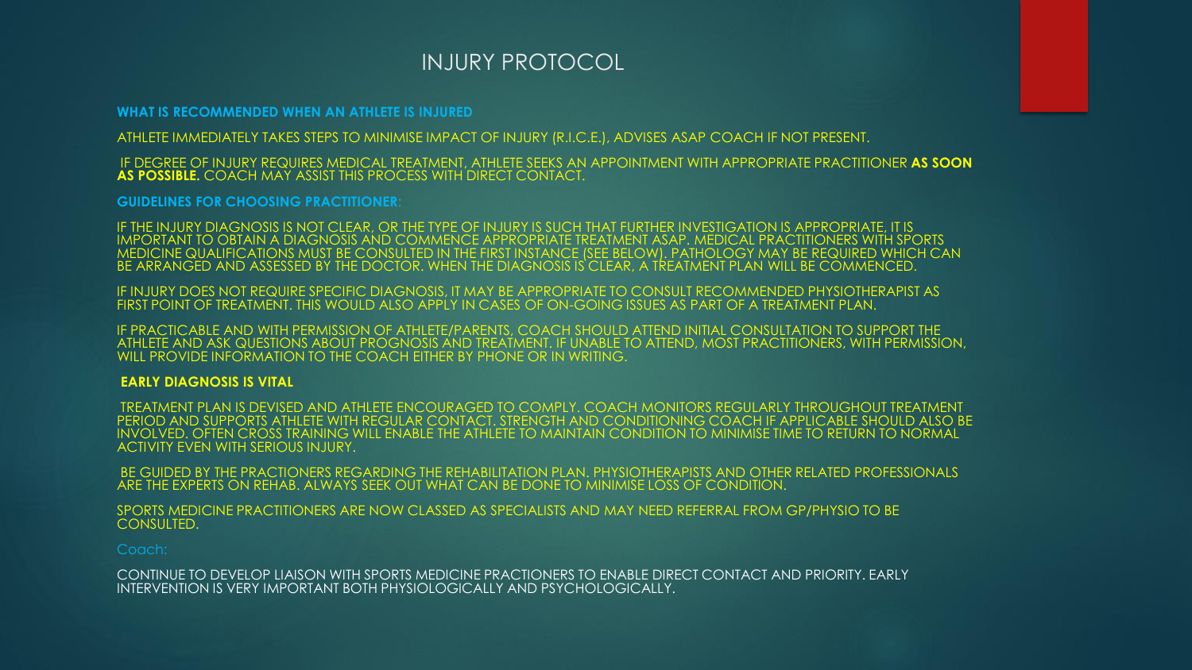# INJURY PROTOCOL

**WHAT IS RECOMMENDED WHEN AN ATHLETE IS INJURED**

ATHLETE IMMEDIATELY TAKES STEPS TO MINIMISE IMPACT OF INJURY (R.I.C.E.), ADVISES ASAP COACH IF NOT PRESENT.

IF DEGREE OF INJURY REQUIRES MEDICAL TREATMENT, ATHLETE SEEKS AN APPOINTMENT WITH APPROPRIATE PRACTITIONER **AS SOON AS POSSIBLE.** COACH MAY ASSIST THIS PROCESS WITH DIRECT CONTACT.

**GUIDELINES FOR CHOOSING PRACTITIONER**:

IF THE INJURY DIAGNOSIS IS NOT CLEAR, OR THE TYPE OF INJURY IS SUCH THAT FURTHER INVESTIGATION IS APPROPRIATE, IT IS IMPORTANT TO OBTAIN A DIAGNOSIS AND COMMENCE APPROPRIATE TREATMENT ASAP. MEDICAL PRACTITIONERS WITH SPORTS MEDICINE QUALIFICATIONS MUST BE CONSULTED IN THE FIRST INSTANCE (SEE BELOW). PATHOLOGY MAY BE REQUIRED WHICH CAN BE ARRANGED AND ASSESSED BY THE DOCTOR. WHEN THE DIAGNOSIS IS CLEAR, A TREATMENT PLAN WILL BE COMMENCED.

IF INJURY DOES NOT REQUIRE SPECIFIC DIAGNOSIS, IT MAY BE APPROPRIATE TO CONSULT RECOMMENDED PHYSIOTHERAPIST AS FIRST POINT OF TREATMENT. THIS WOULD ALSO APPLY IN CASES OF ON-GOING ISSUES AS PART OF A TREATMENT PLAN.

IF PRACTICABLE AND WITH PERMISSION OF ATHLETE/PARENTS, COACH SHOULD ATTEND INITIAL CONSULTATION TO SUPPORT THE ATHLETE AND ASK QUESTIONS ABOUT PROGNOSIS AND TREATMENT. IF UNABLE TO ATTEND, MOST PRACTITIONERS, WITH PERMISSION, WILL PROVIDE INFORMATION TO THE COACH EITHER BY PHONE OR IN WRITING.

**EARLY DIAGNOSIS IS VITAL**

TREATMENT PLAN IS DEVISED AND ATHLETE ENCOURAGED TO COMPLY. COACH MONITORS REGULARLY THROUGHOUT TREATMENT PERIOD AND SUPPORTS ATHLETE WITH REGULAR CONTACT. STRENGTH AND CONDITIONING COACH IF APPLICABLE SHOULD ALSO BE INVOLVED. OFTEN CROSS TRAINING WILL ENABLE THE ATHLETE TO MAINTAIN CONDITION TO MINIMISE TIME TO RETURN TO NORMAL ACTIVITY EVEN WITH SERIOUS INJURY.

BE GUIDED BY THE PRACTIONERS REGARDING THE REHABILITATION PLAN. PHYSIOTHERAPISTS AND OTHER RELATED PROFESSIONALS ARE THE EXPERTS ON REHAB. ALWAYS SEEK OUT WHAT CAN BE DONE TO MINIMISE LOSS OF CONDITION.

SPORTS MEDICINE PRACTITIONERS ARE NOW CLASSED AS SPECIALISTS AND MAY NEED REFERRAL FROM GP/PHYSIO TO BE CONSULTED.

Coach:

CONTINUE TO DEVELOP LIAISON WITH SPORTS MEDICINE PRACTIONERS TO ENABLE DIRECT CONTACT AND PRIORITY. EARLY INTERVENTION IS VERY IMPORTANT BOTH PHYSIOLOGICALLY AND PSYCHOLOGICALLY.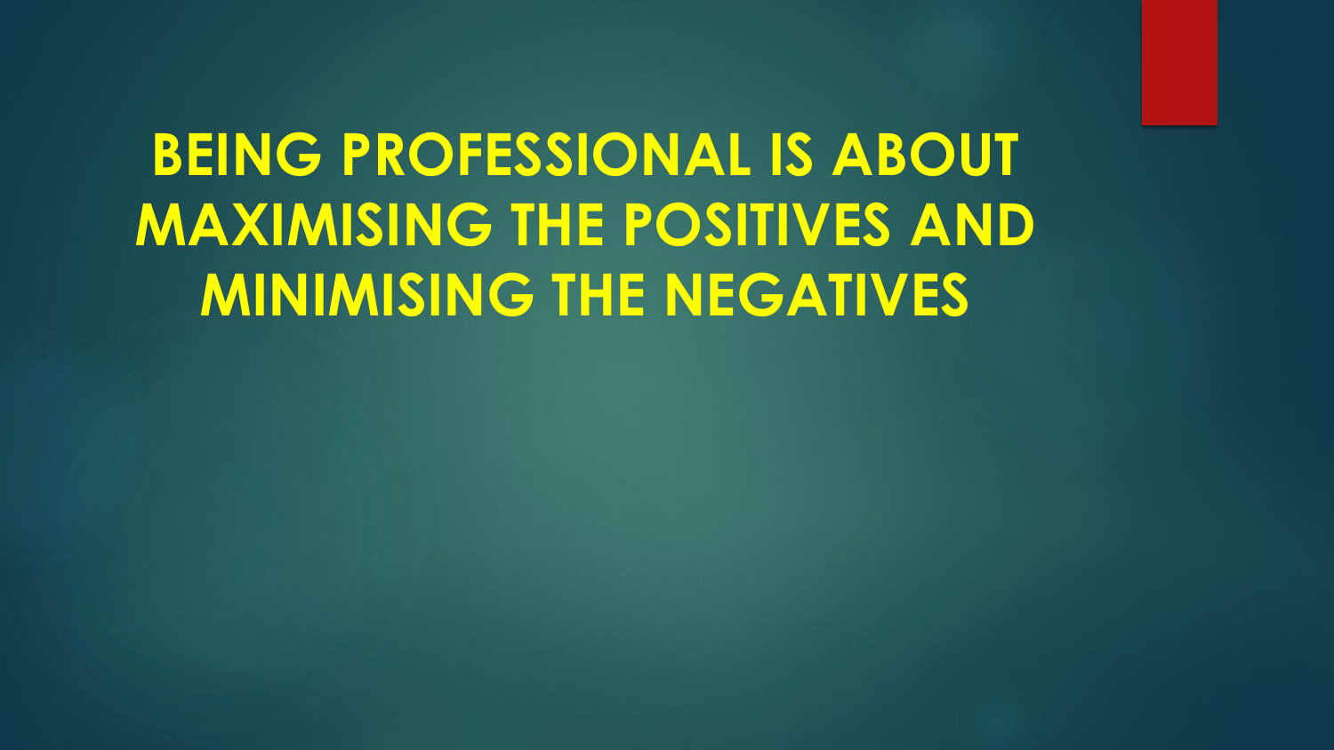# BEING PROFESSIONAL IS ABOUT MAXIMISING THE POSITIVES AND MINIMISING THE NEGATIVES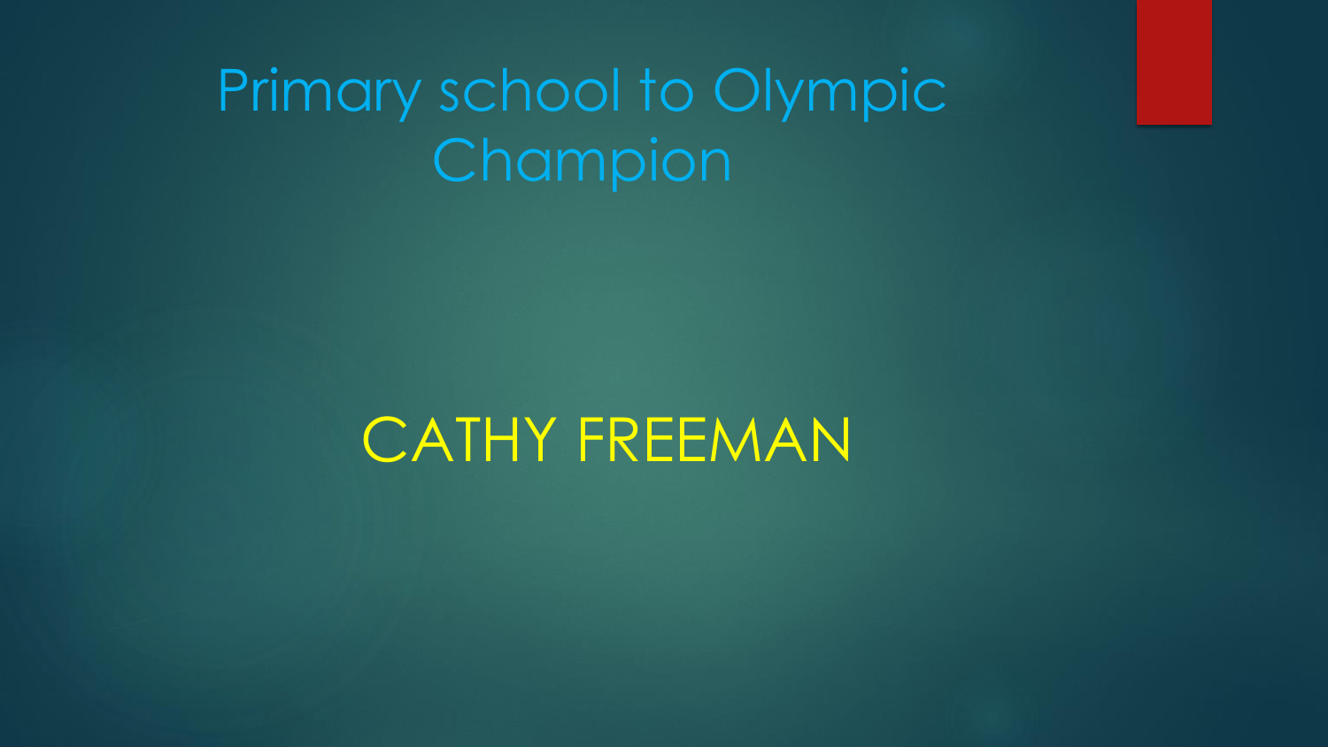# Primary school to Olympic Champion

CATHY FREEMAN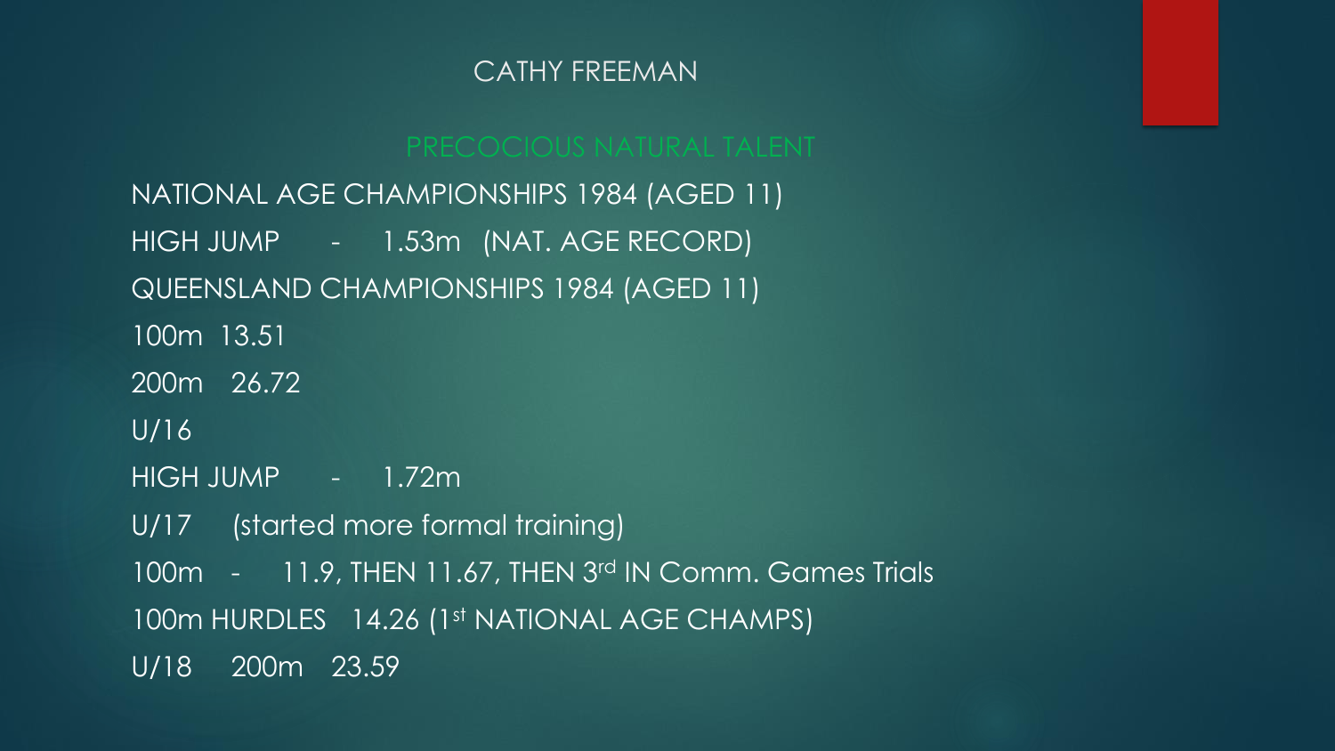# CATHY FREEMAN

## PRECOCIOUS NATURAL TALENT

NATIONAL AGE CHAMPIONSHIPS 1984 (AGED 11)

HIGH JUMP - 1.53m (NAT. AGE RECORD)

QUEENSLAND CHAMPIONSHIPS 1984 (AGED 11)

100m 13.51

200m 26.72

U/16

HIGH JUMP - 1.72m

U/17 (started more formal training)

100m - 11.9, THEN 11.67, THEN 3rd IN Comm. Games Trials

100m HURDLES 14.26 (1st NATIONAL AGE CHAMPS)

U/18 200m 23.59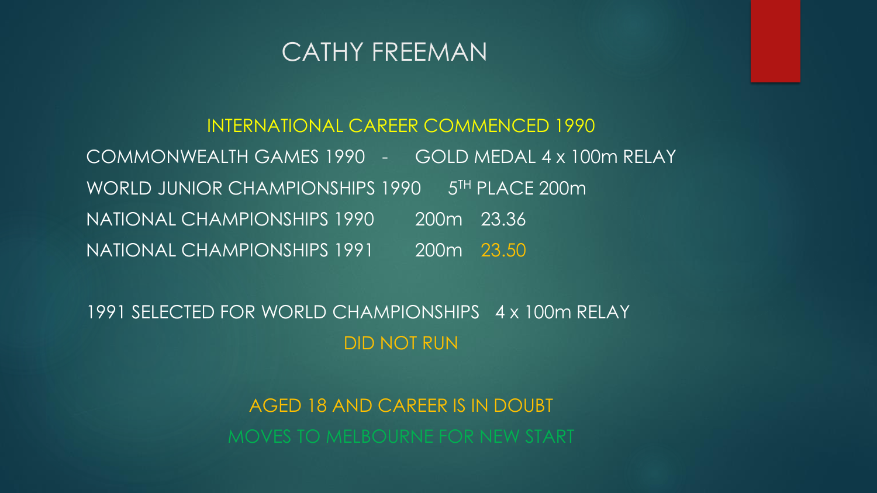# CATHY FREEMAN

INTERNATIONAL CAREER COMMENCED 1990

COMMONWEALTH GAMES 1990 - GOLD MEDAL 4 x 100m RELAY

WORLD JUNIOR CHAMPIONSHIPS 1990 5TH PLACE 200m

NATIONAL CHAMPIONSHIPS 1990 200m 23.36

NATIONAL CHAMPIONSHIPS 1991 200m 23.50

1991 SELECTED FOR WORLD CHAMPIONSHIPS 4 x 100m RELAY

DID NOT RUN

AGED 18 AND CAREER IS IN DOUBT

MOVES TO MELBOURNE FOR NEW START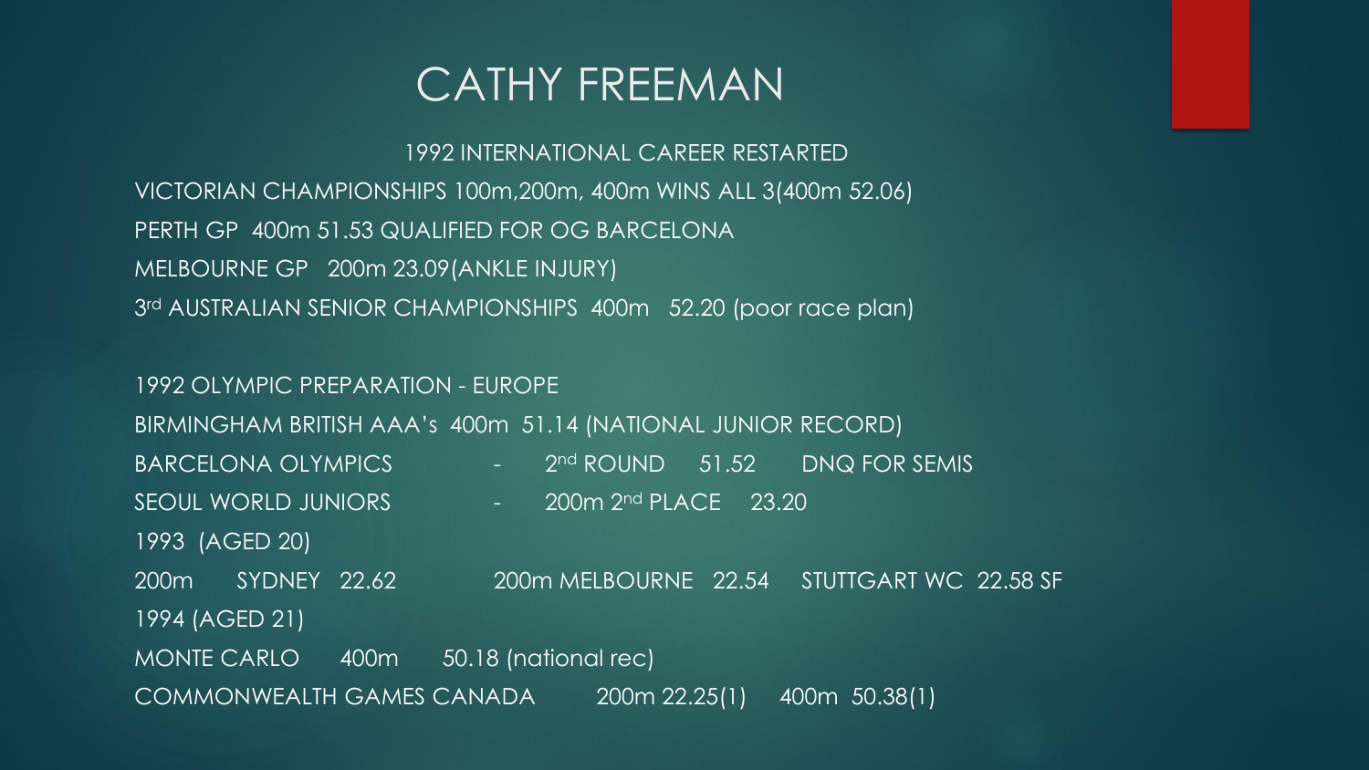# CATHY FREEMAN

1992 INTERNATIONAL CAREER RESTARTED

VICTORIAN CHAMPIONSHIPS 100m,200m, 400m WINS ALL 3(400m 52.06)

PERTH GP 400m 51.53 QUALIFIED FOR OG BARCELONA

MELBOURNE GP 200m 23.09(ANKLE INJURY)

3rd AUSTRALIAN SENIOR CHAMPIONSHIPS 400m 52.20 (poor race plan)

1992 OLYMPIC PREPARATION - EUROPE

BIRMINGHAM BRITISH AAA's 400m 51.14 (NATIONAL JUNIOR RECORD)

BARCELONA OLYMPICS - 2nd ROUND 51.52 DNQ FOR SEMIS

SEOUL WORLD JUNIORS - 200m 2nd PLACE 23.20

1993 (AGED 20)

200m SYDNEY 22.62 200m MELBOURNE 22.54 STUTTGART WC 22.58 SF

1994 (AGED 21)

MONTE CARLO 400m 50.18 (national rec)

COMMONWEALTH GAMES CANADA 200m 22.25(1) 400m 50.38(1)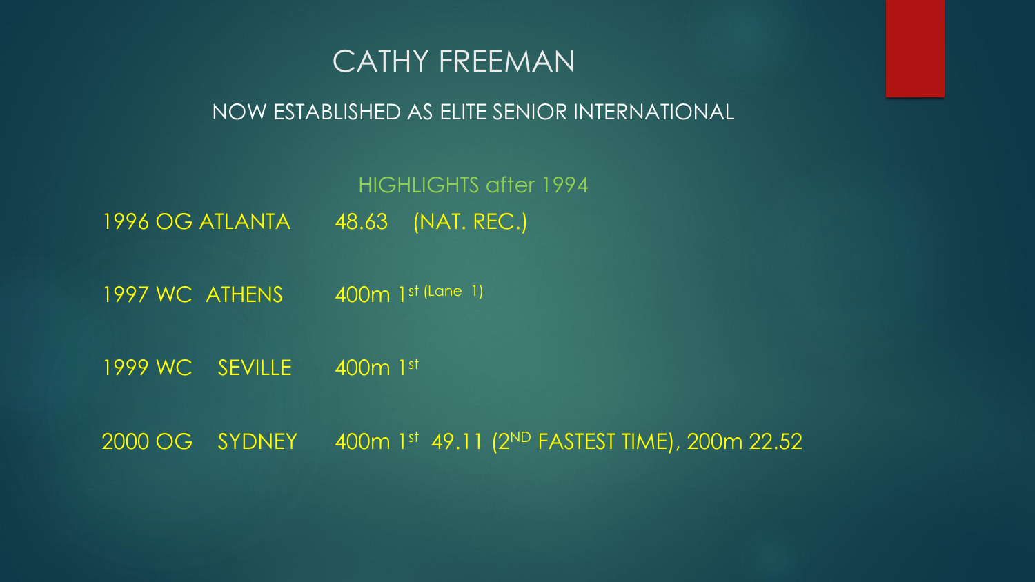# CATHY FREEMAN

## NOW ESTABLISHED AS ELITE SENIOR INTERNATIONAL

### HIGHLIGHTS after 1994

1996 OG ATLANTA 48.63 (NAT. REC.)

1997 WC ATHENS 400m 1st (Lane 1)

1999 WC SEVILLE 400m 1st

2000 OG SYDNEY 400m 1st 49.11 (2ND FASTEST TIME), 200m 22.52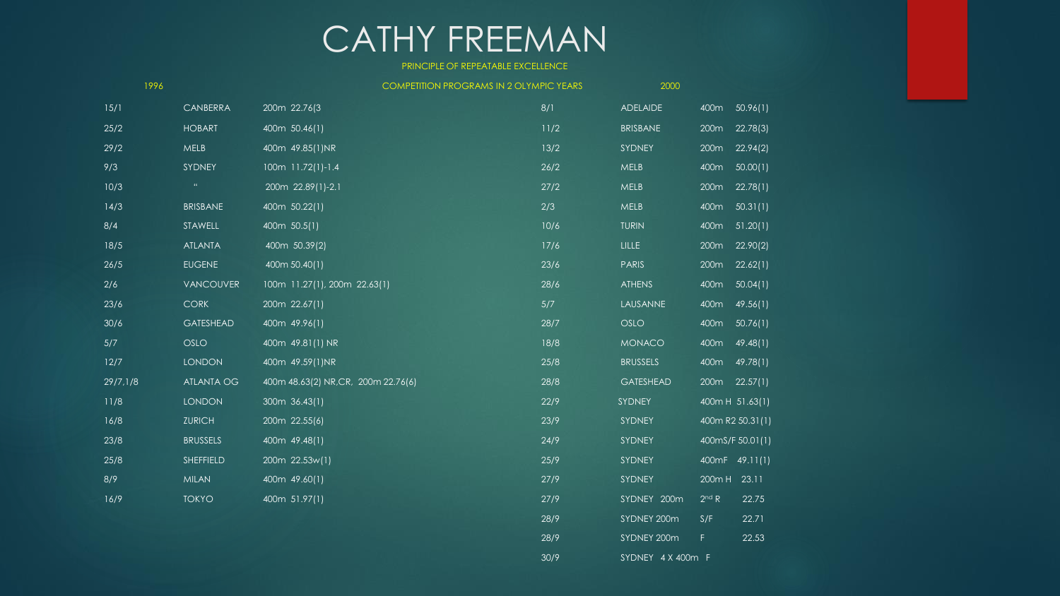# CATHY FREEMAN

PRINCIPLE OF REPEATABLE EXCELLENCE

COMPETITION PROGRAMS IN 2 OLYMPIC YEARS

| 1996 | | | 2000 | | |
|---|---|---|---|---|---|
| 15/1 | CANBERRA | 200m 22.76(3 | 8/1 | ADELAIDE | 400m 50.96(1) |
| 25/2 | HOBART | 400m 50.46(1) | 11/2 | BRISBANE | 200m 22.78(3) |
| 29/2 | MELB | 400m 49.85(1)NR | 13/2 | SYDNEY | 200m 22.94(2) |
| 9/3 | SYDNEY | 100m 11.72(1)-1.4 | 26/2 | MELB | 400m 50.00(1) |
| 10/3 | " | 200m 22.89(1)-2.1 | 27/2 | MELB | 200m 22.78(1) |
| 14/3 | BRISBANE | 400m 50.22(1) | 2/3 | MELB | 400m 50.31(1) |
| 8/4 | STAWELL | 400m 50.5(1) | 10/6 | TURIN | 400m 51.20(1) |
| 18/5 | ATLANTA | 400m 50.39(2) | 17/6 | LILLE | 200m 22.90(2) |
| 26/5 | EUGENE | 400m 50.40(1) | 23/6 | PARIS | 200m 22.62(1) |
| 2/6 | VANCOUVER | 100m 11.27(1), 200m 22.63(1) | 28/6 | ATHENS | 400m 50.04(1) |
| 23/6 | CORK | 200m 22.67(1) | 5/7 | LAUSANNE | 400m 49.56(1) |
| 30/6 | GATESHEAD | 400m 49.96(1) | 28/7 | OSLO | 400m 50.76(1) |
| 5/7 | OSLO | 400m 49.81(1) NR | 18/8 | MONACO | 400m 49.48(1) |
| 12/7 | LONDON | 400m 49.59(1)NR | 25/8 | BRUSSELS | 400m 49.78(1) |
| 29/7,1/8 | ATLANTA OG | 400m 48.63(2) NR,CR, 200m 22.76(6) | 28/8 | GATESHEAD | 200m 22.57(1) |
| 11/8 | LONDON | 300m 36.43(1) | 22/9 | SYDNEY | 400m H 51.63(1) |
| 16/8 | ZURICH | 200m 22.55(6) | 23/9 | SYDNEY | 400m R2 50.31(1) |
| 23/8 | BRUSSELS | 400m 49.48(1) | 24/9 | SYDNEY | 400mS/F 50.01(1) |
| 25/8 | SHEFFIELD | 200m 22.53w(1) | 25/9 | SYDNEY | 400mF 49.11(1) |
| 8/9 | MILAN | 400m 49.60(1) | 27/9 | SYDNEY | 200m H 23.11 |
| 16/9 | TOKYO | 400m 51.97(1) | 27/9 | SYDNEY 200m | 2nd R 22.75 |
| | | | 28/9 | SYDNEY 200m | S/F 22.71 |
| | | | 28/9 | SYDNEY 200m | F 22.53 |
| | | | 30/9 | SYDNEY 4 X 400m | F |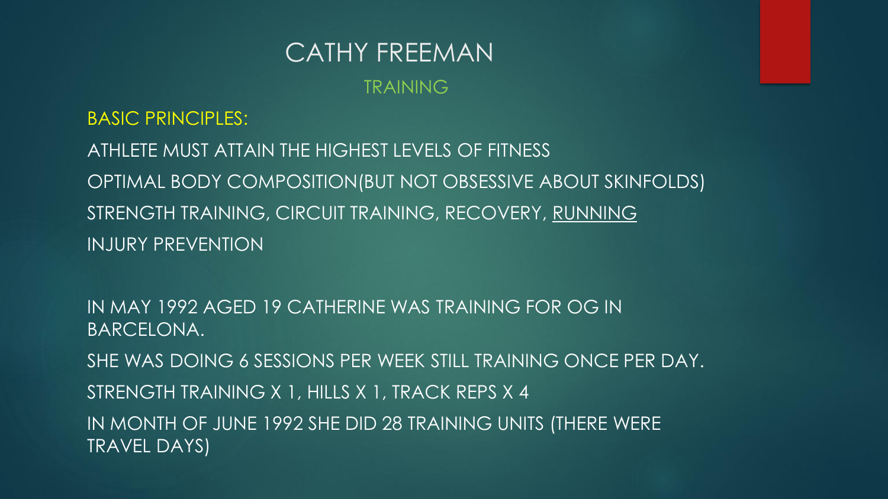# CATHY FREEMAN

## TRAINING

BASIC PRINCIPLES:

ATHLETE MUST ATTAIN THE HIGHEST LEVELS OF FITNESS

OPTIMAL BODY COMPOSITION(BUT NOT OBSESSIVE ABOUT SKINFOLDS)

STRENGTH TRAINING, CIRCUIT TRAINING, RECOVERY, <u>RUNNING</u>

INJURY PREVENTION

IN MAY 1992 AGED 19 CATHERINE WAS TRAINING FOR OG IN BARCELONA.

SHE WAS DOING 6 SESSIONS PER WEEK STILL TRAINING ONCE PER DAY.

STRENGTH TRAINING X 1, HILLS X 1, TRACK REPS X 4

IN MONTH OF JUNE 1992 SHE DID 28 TRAINING UNITS (THERE WERE TRAVEL DAYS)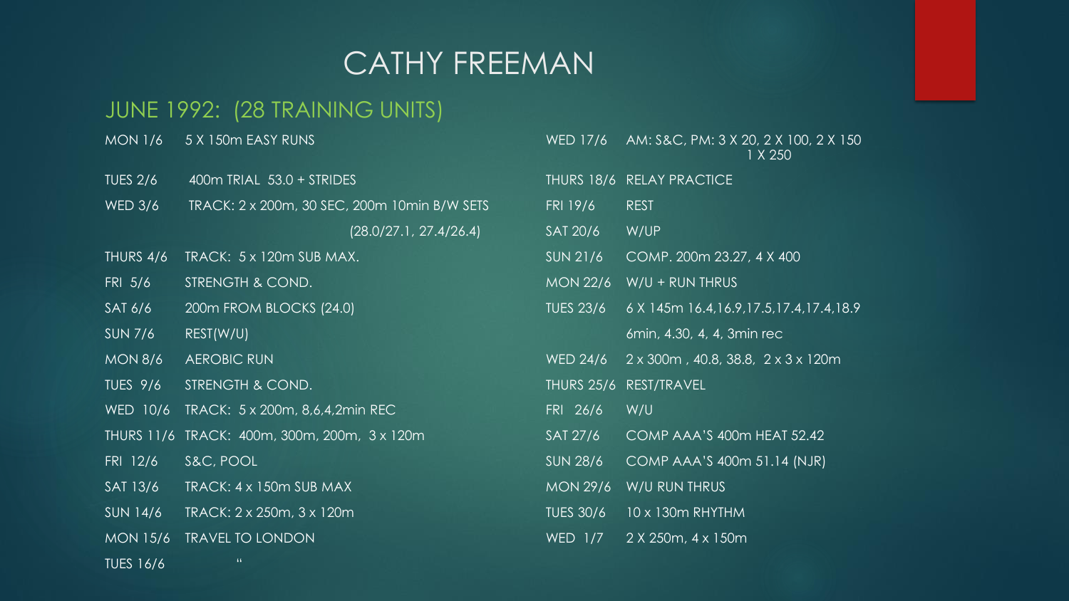# CATHY FREEMAN

## JUNE 1992: (28 TRAINING UNITS)

| Date | Session |
|---|---|
| MON 1/6 | 5 X 150m EASY RUNS |
| TUES 2/6 | 400m TRIAL 53.0 + STRIDES |
| WED 3/6 | TRACK: 2 x 200m, 30 SEC, 200m 10min B/W SETS (28.0/27.1, 27.4/26.4) |
| THURS 4/6 | TRACK: 5 x 120m SUB MAX. |
| FRI 5/6 | STRENGTH & COND. |
| SAT 6/6 | 200m FROM BLOCKS (24.0) |
| SUN 7/6 | REST(W/U) |
| MON 8/6 | AEROBIC RUN |
| TUES 9/6 | STRENGTH & COND. |
| WED 10/6 | TRACK: 5 x 200m, 8,6,4,2min REC |
| THURS 11/6 | TRACK: 400m, 300m, 200m, 3 x 120m |
| FRI 12/6 | S&C, POOL |
| SAT 13/6 | TRACK: 4 x 150m SUB MAX |
| SUN 14/6 | TRACK: 2 x 250m, 3 x 120m |
| MON 15/6 | TRAVEL TO LONDON |
| TUES 16/6 | " |
| WED 17/6 | AM: S&C, PM: 3 X 20, 2 X 100, 2 X 150 1 X 250 |
| THURS 18/6 | RELAY PRACTICE |
| FRI 19/6 | REST |
| SAT 20/6 | W/UP |
| SUN 21/6 | COMP. 200m 23.27, 4 X 400 |
| MON 22/6 | W/U + RUN THRUS |
| TUES 23/6 | 6 X 145m 16.4,16.9,17.5,17.4,17.4,18.9 6min, 4.30, 4, 4, 3min rec |
| WED 24/6 | 2 x 300m , 40.8, 38.8, 2 x 3 x 120m |
| THURS 25/6 | REST/TRAVEL |
| FRI 26/6 | W/U |
| SAT 27/6 | COMP AAA'S 400m HEAT 52.42 |
| SUN 28/6 | COMP AAA'S 400m 51.14 (NJR) |
| MON 29/6 | W/U RUN THRUS |
| TUES 30/6 | 10 x 130m RHYTHM |
| WED 1/7 | 2 X 250m, 4 x 150m |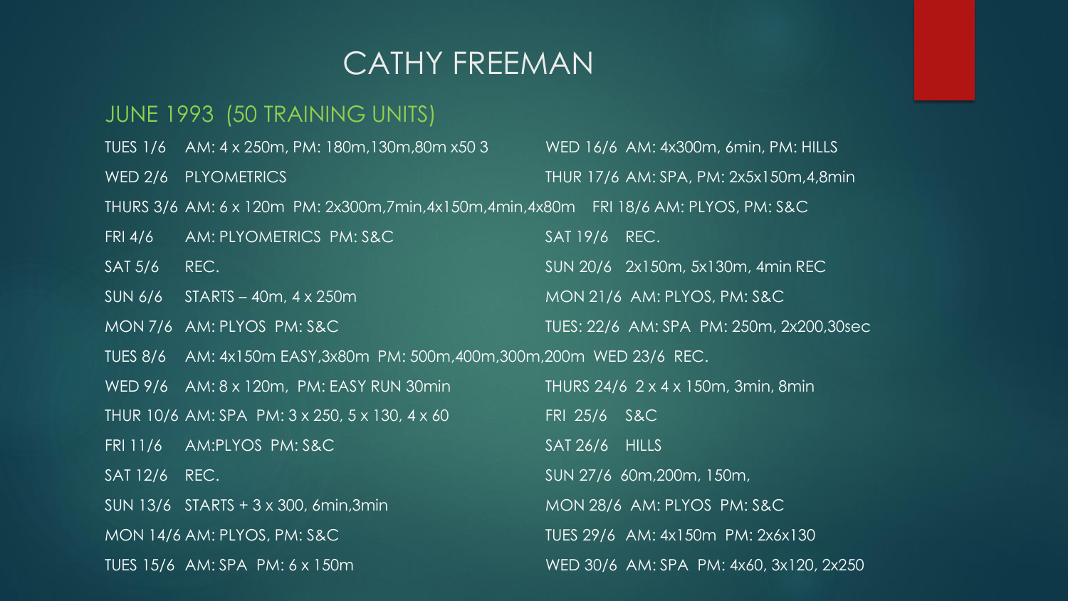# CATHY FREEMAN

## JUNE 1993 (50 TRAINING UNITS)

TUES 1/6 AM: 4 x 250m, PM: 180m,130m,80m x50 3

WED 2/6 PLYOMETRICS

THURS 3/6 AM: 6 x 120m PM: 2x300m,7min,4x150m,4min,4x80m

FRI 4/6 AM: PLYOMETRICS PM: S&C

SAT 5/6 REC.

SUN 6/6 STARTS – 40m, 4 x 250m

MON 7/6 AM: PLYOS PM: S&C

TUES 8/6 AM: 4x150m EASY,3x80m PM: 500m,400m,300m,200m

WED 9/6 AM: 8 x 120m, PM: EASY RUN 30min

THUR 10/6 AM: SPA PM: 3 x 250, 5 x 130, 4 x 60

FRI 11/6 AM:PLYOS PM: S&C

SAT 12/6 REC.

SUN 13/6 STARTS + 3 x 300, 6min,3min

MON 14/6 AM: PLYOS, PM: S&C

TUES 15/6 AM: SPA PM: 6 x 150m

WED 16/6 AM: 4x300m, 6min, PM: HILLS

THUR 17/6 AM: SPA, PM: 2x5x150m,4,8min

FRI 18/6 AM: PLYOS, PM: S&C

SAT 19/6 REC.

SUN 20/6 2x150m, 5x130m, 4min REC

MON 21/6 AM: PLYOS, PM: S&C

TUES: 22/6 AM: SPA PM: 250m, 2x200,30sec

WED 23/6 REC.

THURS 24/6 2 x 4 x 150m, 3min, 8min

FRI 25/6 S&C

SAT 26/6 HILLS

SUN 27/6 60m,200m, 150m,

MON 28/6 AM: PLYOS PM: S&C

TUES 29/6 AM: 4x150m PM: 2x6x130

WED 30/6 AM: SPA PM: 4x60, 3x120, 2x250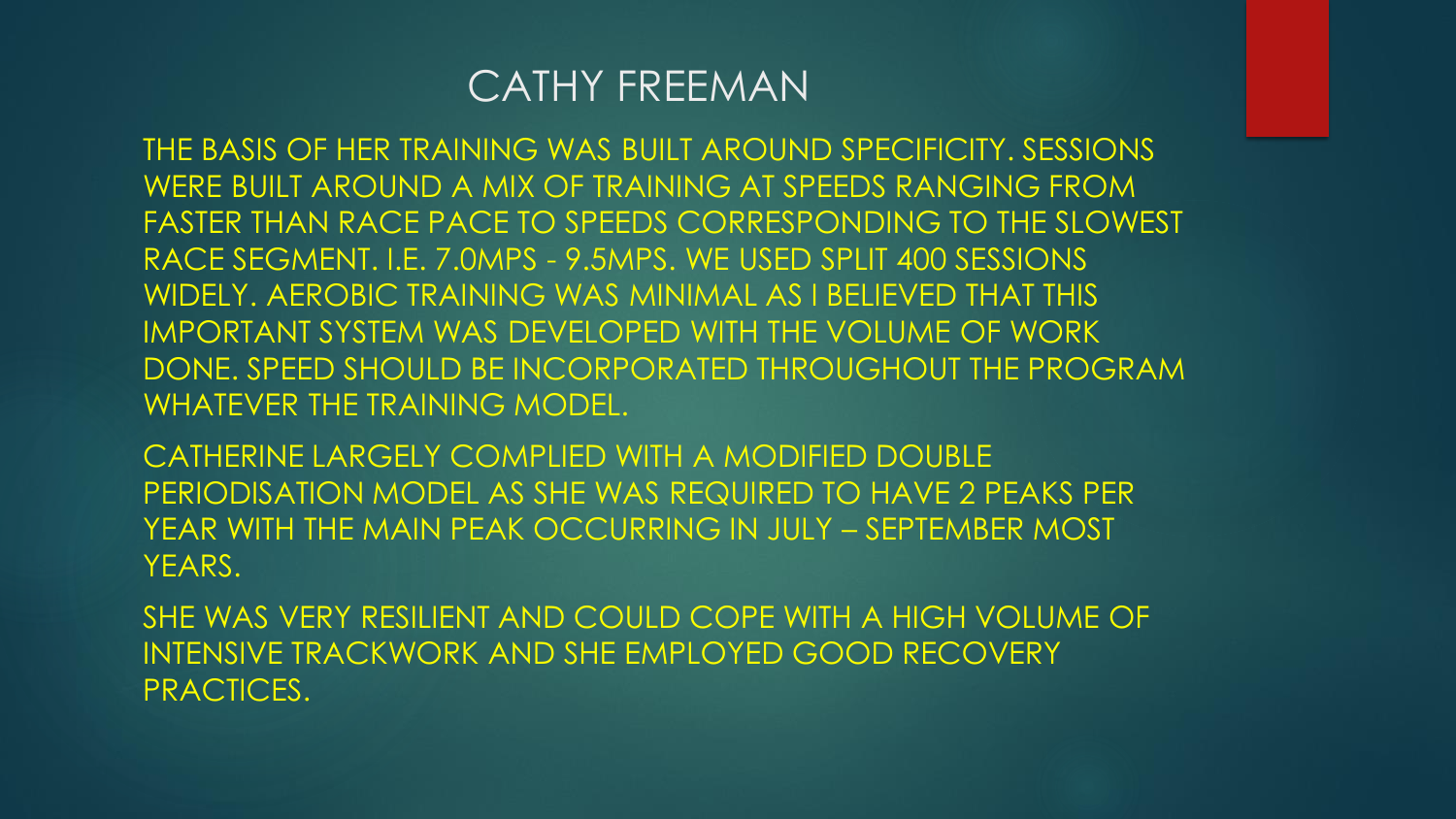# CATHY FREEMAN

THE BASIS OF HER TRAINING WAS BUILT AROUND SPECIFICITY. SESSIONS WERE BUILT AROUND A MIX OF TRAINING AT SPEEDS RANGING FROM FASTER THAN RACE PACE TO SPEEDS CORRESPONDING TO THE SLOWEST RACE SEGMENT. I.E. 7.0MPS - 9.5MPS. WE USED SPLIT 400 SESSIONS WIDELY. AEROBIC TRAINING WAS MINIMAL AS I BELIEVED THAT THIS IMPORTANT SYSTEM WAS DEVELOPED WITH THE VOLUME OF WORK DONE. SPEED SHOULD BE INCORPORATED THROUGHOUT THE PROGRAM WHATEVER THE TRAINING MODEL.

CATHERINE LARGELY COMPLIED WITH A MODIFIED DOUBLE PERIODISATION MODEL AS SHE WAS REQUIRED TO HAVE 2 PEAKS PER YEAR WITH THE MAIN PEAK OCCURRING IN JULY – SEPTEMBER MOST YEARS.

SHE WAS VERY RESILIENT AND COULD COPE WITH A HIGH VOLUME OF INTENSIVE TRACKWORK AND SHE EMPLOYED GOOD RECOVERY PRACTICES.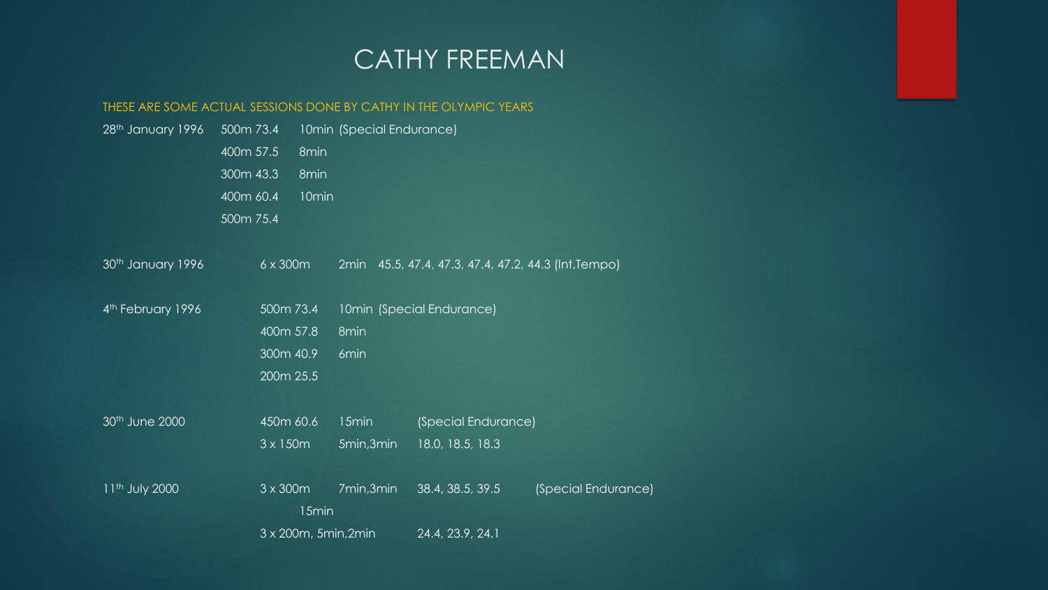# CATHY FREEMAN

THESE ARE SOME ACTUAL SESSIONS DONE BY CATHY IN THE OLYMPIC YEARS

| Date | Session | Recovery | Times | Notes |
|---|---|---|---|---|
| 28th January 1996 | 500m 73.4 | 10min | | (Special Endurance) |
| | 400m 57.5 | 8min | | |
| | 300m 43.3 | 8min | | |
| | 400m 60.4 | 10min | | |
| | 500m 75.4 | | | |
| 30th January 1996 | 6 x 300m | 2min | 45.5, 47.4, 47.3, 47.4, 47.2, 44.3 | (Int.Tempo) |
| 4th February 1996 | 500m 73.4 | 10min | | (Special Endurance) |
| | 400m 57.8 | 8min | | |
| | 300m 40.9 | 6min | | |
| | 200m 25.5 | | | |
| 30th June 2000 | 450m 60.6 | 15min | | (Special Endurance) |
| | 3 x 150m | 5min,3min | 18.0, 18.5, 18.3 | |
| 11th July 2000 | 3 x 300m | 7min,3min | 38.4, 38.5, 39.5 | (Special Endurance) |
| | | 15min | | |
| | 3 x 200m, 5min,2min | | 24.4, 23.9, 24.1 | |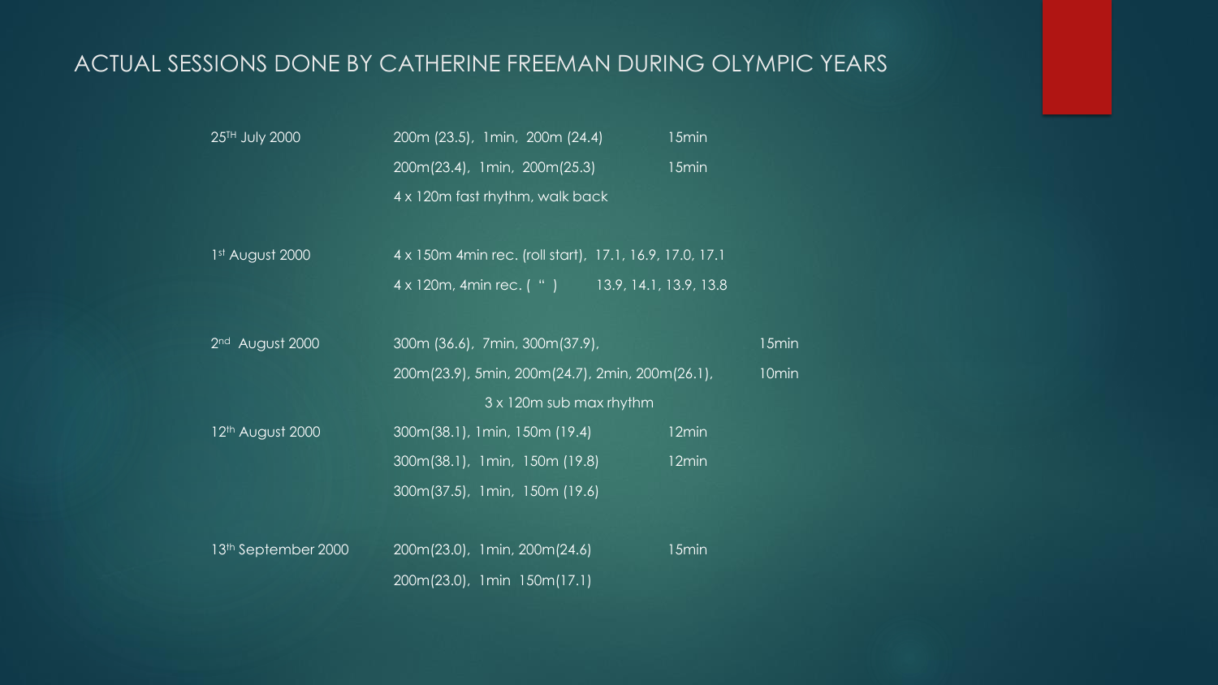# ACTUAL SESSIONS DONE BY CATHERINE FREEMAN DURING OLYMPIC YEARS

| Date | Session | Recovery |
|---|---|---|
| 25TH July 2000 | 200m (23.5), 1min, 200m (24.4) | 15min |
| | 200m(23.4), 1min, 200m(25.3) | 15min |
| | 4 x 120m fast rhythm, walk back | |
| 1st August 2000 | 4 x 150m 4min rec. (roll start), 17.1, 16.9, 17.0, 17.1 | |
| | 4 x 120m, 4min rec. ( " ) 13.9, 14.1, 13.9, 13.8 | |
| 2nd August 2000 | 300m (36.6), 7min, 300m(37.9), | 15min |
| | 200m(23.9), 5min, 200m(24.7), 2min, 200m(26.1), | 10min |
| | 3 x 120m sub max rhythm | |
| 12th August 2000 | 300m(38.1), 1min, 150m (19.4) | 12min |
| | 300m(38.1), 1min, 150m (19.8) | 12min |
| | 300m(37.5), 1min, 150m (19.6) | |
| 13th September 2000 | 200m(23.0), 1min, 200m(24.6) | 15min |
| | 200m(23.0), 1min 150m(17.1) | |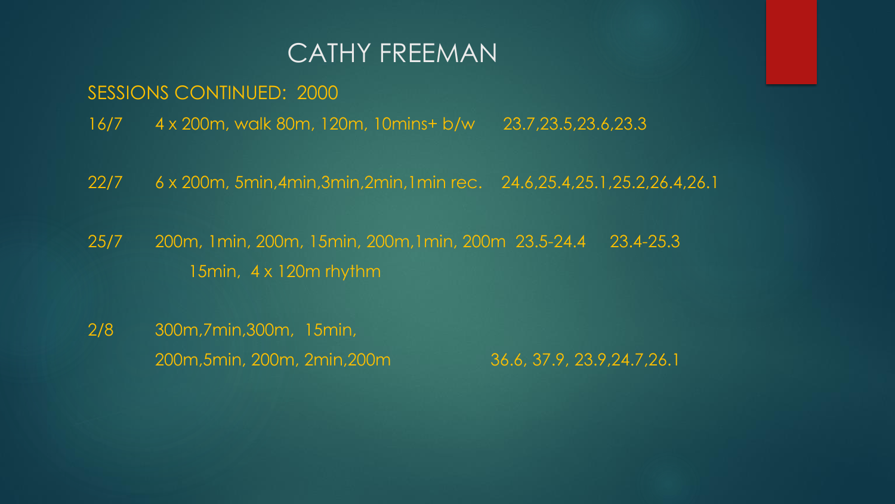# CATHY FREEMAN

## SESSIONS CONTINUED: 2000

16/7 4 x 200m, walk 80m, 120m, 10mins+ b/w 23.7,23.5,23.6,23.3

22/7 6 x 200m, 5min,4min,3min,2min,1min rec. 24.6,25.4,25.1,25.2,26.4,26.1

25/7 200m, 1min, 200m, 15min, 200m,1min, 200m 23.5-24.4 23.4-25.3
15min, 4 x 120m rhythm

2/8 300m,7min,300m, 15min,
200m,5min, 200m, 2min,200m 36.6, 37.9, 23.9,24.7,26.1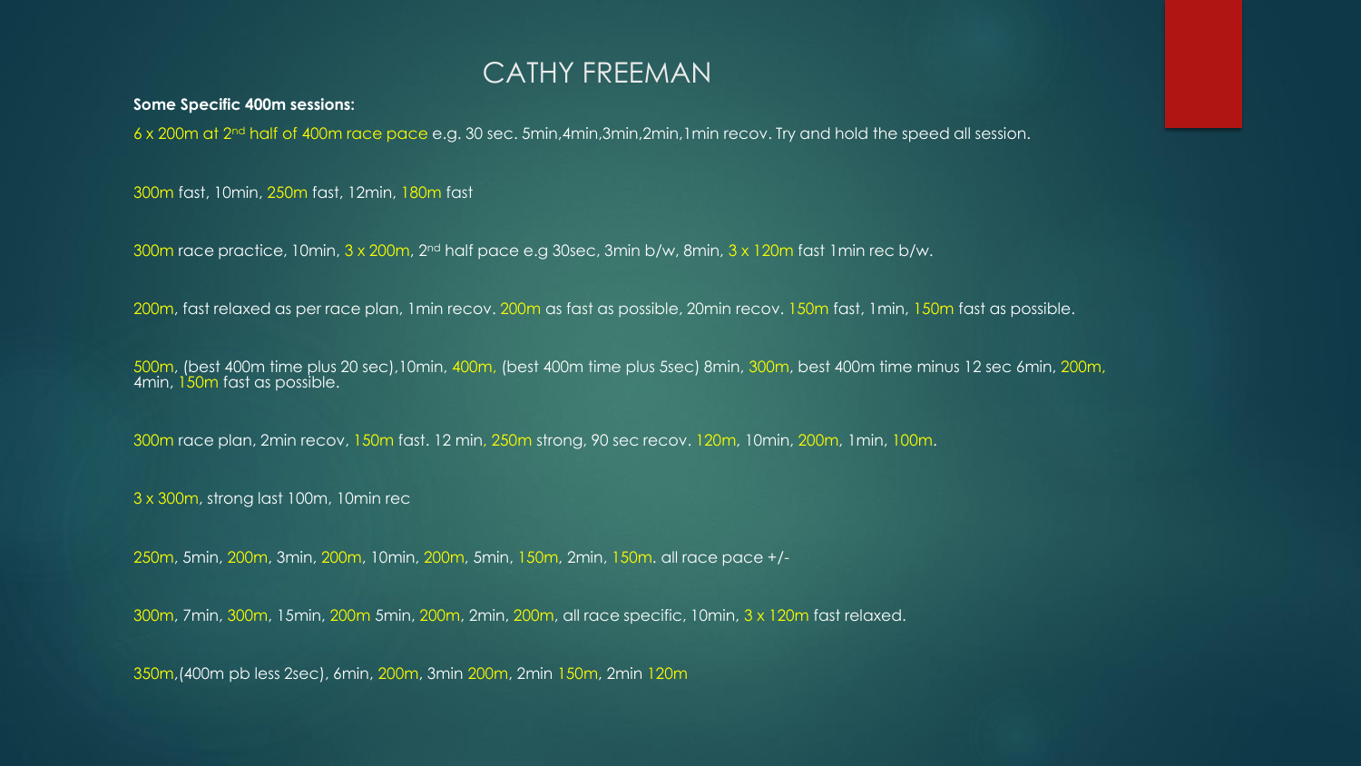# CATHY FREEMAN

**Some Specific 400m sessions:**

6 x 200m at 2nd half of 400m race pace e.g. 30 sec. 5min,4min,3min,2min,1min recov. Try and hold the speed all session.

300m fast, 10min, 250m fast, 12min, 180m fast

300m race practice, 10min, 3 x 200m, 2nd half pace e.g 30sec, 3min b/w, 8min, 3 x 120m fast 1min rec b/w.

200m, fast relaxed as per race plan, 1min recov. 200m as fast as possible, 20min recov. 150m fast, 1min, 150m fast as possible.

500m, (best 400m time plus 20 sec),10min, 400m, (best 400m time plus 5sec) 8min, 300m, best 400m time minus 12 sec 6min, 200m, 4min, 150m fast as possible.

300m race plan, 2min recov, 150m fast. 12 min, 250m strong, 90 sec recov. 120m, 10min, 200m, 1min, 100m.

3 x 300m, strong last 100m, 10min rec

250m, 5min, 200m, 3min, 200m, 10min, 200m, 5min, 150m, 2min, 150m. all race pace +/-

300m, 7min, 300m, 15min, 200m 5min, 200m, 2min, 200m, all race specific, 10min, 3 x 120m fast relaxed.

350m,(400m pb less 2sec), 6min, 200m, 3min 200m, 2min 150m, 2min 120m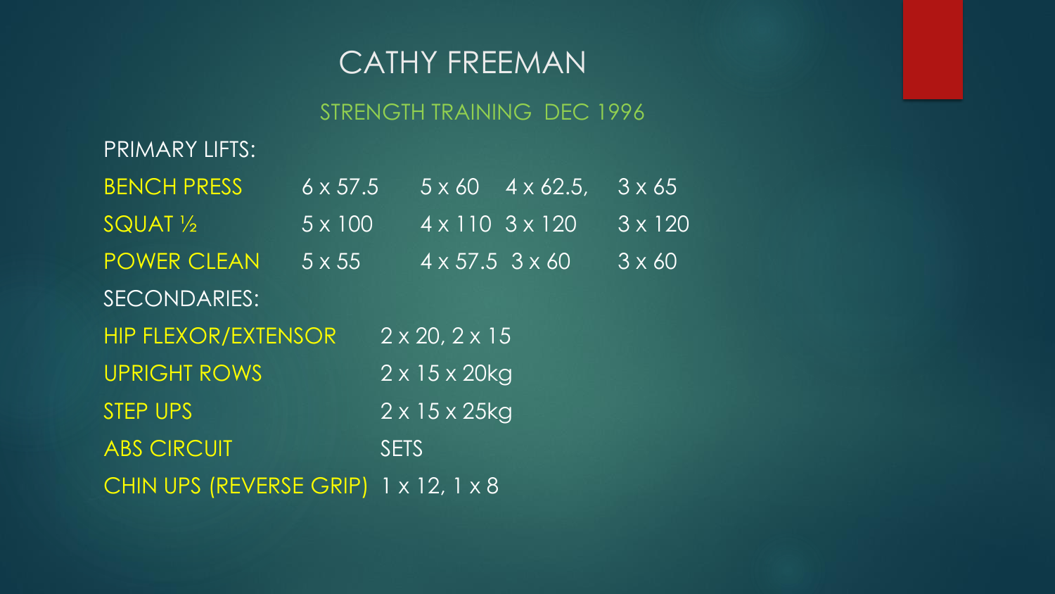# CATHY FREEMAN

## STRENGTH TRAINING DEC 1996

PRIMARY LIFTS:

| | | | | |
|---|---|---|---|---|
| BENCH PRESS | 6 x 57.5 | 5 x 60 | 4 x 62.5, | 3 x 65 |
| SQUAT ½ | 5 x 100 | 4 x 110 | 3 x 120 | 3 x 120 |
| POWER CLEAN | 5 x 55 | 4 x 57.5 | 3 x 60 | 3 x 60 |

SECONDARIES:

| | |
|---|---|
| HIP FLEXOR/EXTENSOR | 2 x 20, 2 x 15 |
| UPRIGHT ROWS | 2 x 15 x 20kg |
| STEP UPS | 2 x 15 x 25kg |
| ABS CIRCUIT | SETS |
| CHIN UPS (REVERSE GRIP) | 1 x 12, 1 x 8 |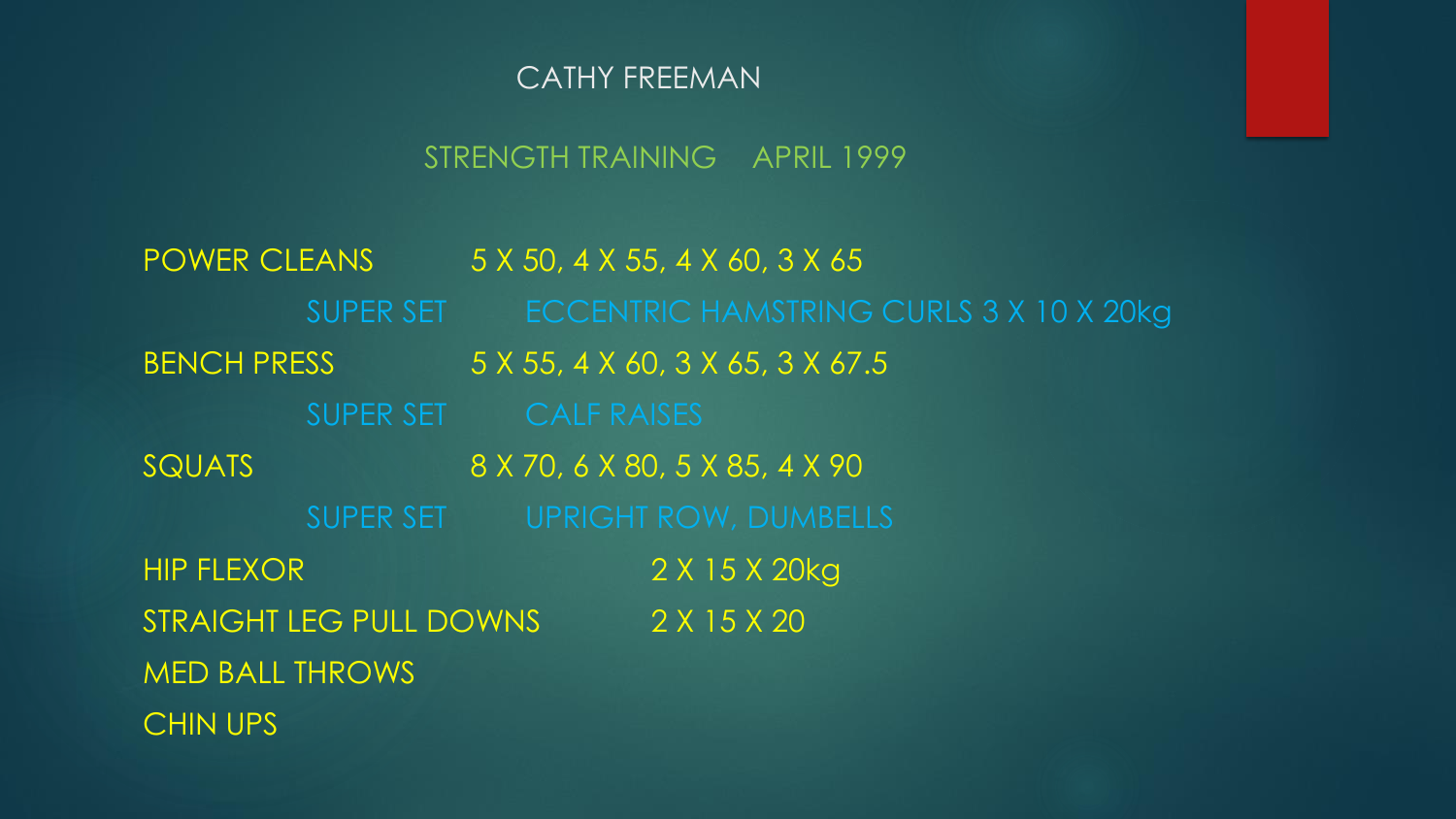# CATHY FREEMAN

## STRENGTH TRAINING APRIL 1999

| | | |
|---|---|---|
| POWER CLEANS | | 5 X 50, 4 X 55, 4 X 60, 3 X 65 |
| | SUPER SET | ECCENTRIC HAMSTRING CURLS 3 X 10 X 20kg |
| BENCH PRESS | | 5 X 55, 4 X 60, 3 X 65, 3 X 67.5 |
| | SUPER SET | CALF RAISES |
| SQUATS | | 8 X 70, 6 X 80, 5 X 85, 4 X 90 |
| | SUPER SET | UPRIGHT ROW, DUMBELLS |
| HIP FLEXOR | | 2 X 15 X 20kg |
| STRAIGHT LEG PULL DOWNS | | 2 X 15 X 20 |
| MED BALL THROWS | | |
| CHIN UPS | | |